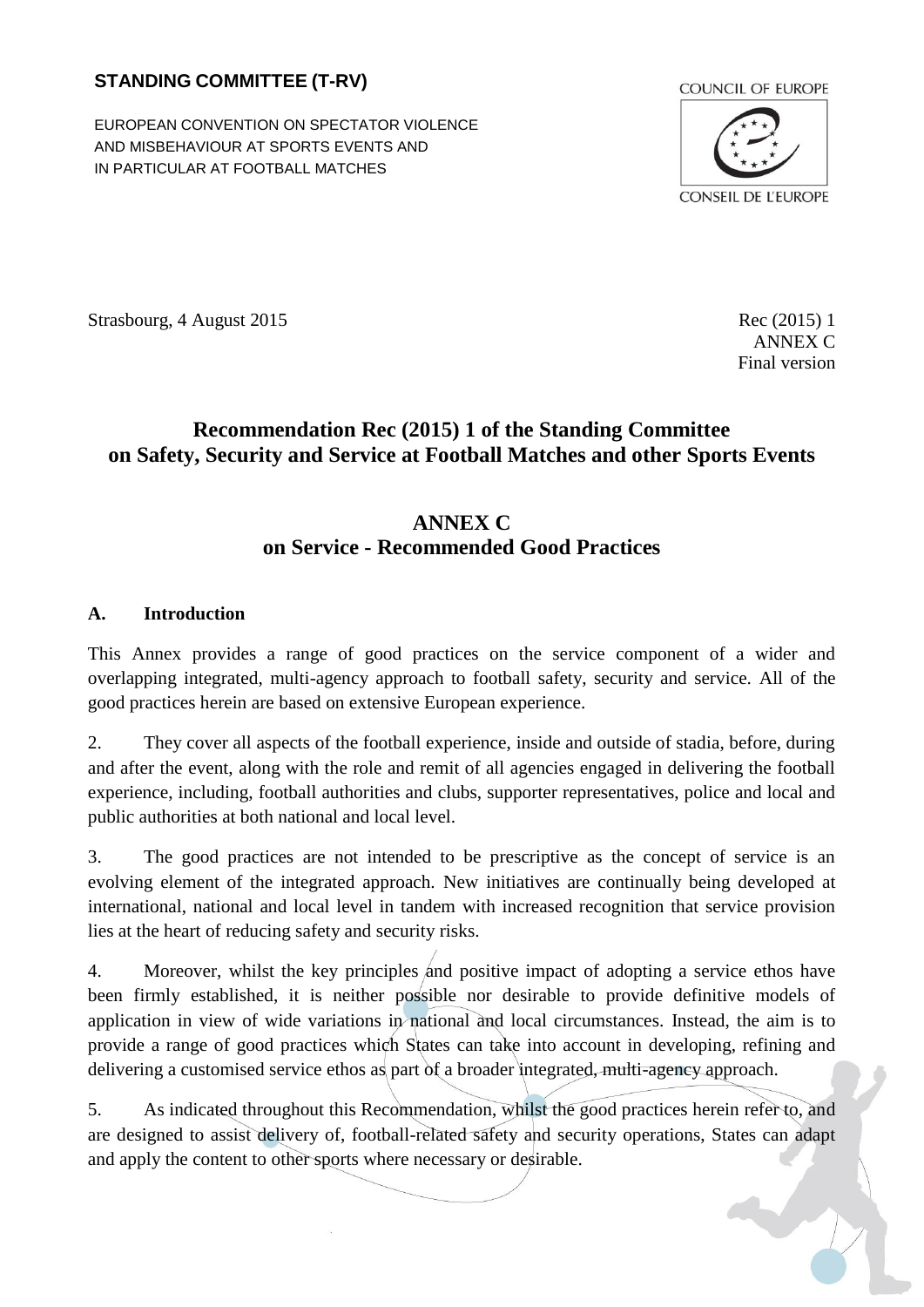**STANDING COMMITTEE (T-RV)**

EUROPEAN CONVENTION ON SPECTATOR VIOLENCE AND MISBEHAVIOUR AT SPORTS EVENTS AND IN PARTICULAR AT FOOTBALL MATCHES

COUNCIL OF EUROPE

CONSEIL DE L'EUROPE

Strasbourg, 4 August 2015

Rec (2015) 1
ANNEX C
Final version

# Recommendation Rec (2015) 1 of the Standing Committee on Safety, Security and Service at Football Matches and other Sports Events

## ANNEX C on Service - Recommended Good Practices

### A. Introduction

This Annex provides a range of good practices on the service component of a wider and overlapping integrated, multi-agency approach to football safety, security and service. All of the good practices herein are based on extensive European experience.

2. They cover all aspects of the football experience, inside and outside of stadia, before, during and after the event, along with the role and remit of all agencies engaged in delivering the football experience, including, football authorities and clubs, supporter representatives, police and local and public authorities at both national and local level.

3. The good practices are not intended to be prescriptive as the concept of service is an evolving element of the integrated approach. New initiatives are continually being developed at international, national and local level in tandem with increased recognition that service provision lies at the heart of reducing safety and security risks.

4. Moreover, whilst the key principles and positive impact of adopting a service ethos have been firmly established, it is neither possible nor desirable to provide definitive models of application in view of wide variations in national and local circumstances. Instead, the aim is to provide a range of good practices which States can take into account in developing, refining and delivering a customised service ethos as part of a broader integrated, multi-agency approach.

5. As indicated throughout this Recommendation, whilst the good practices herein refer to, and are designed to assist delivery of, football-related safety and security operations, States can adapt and apply the content to other sports where necessary or desirable.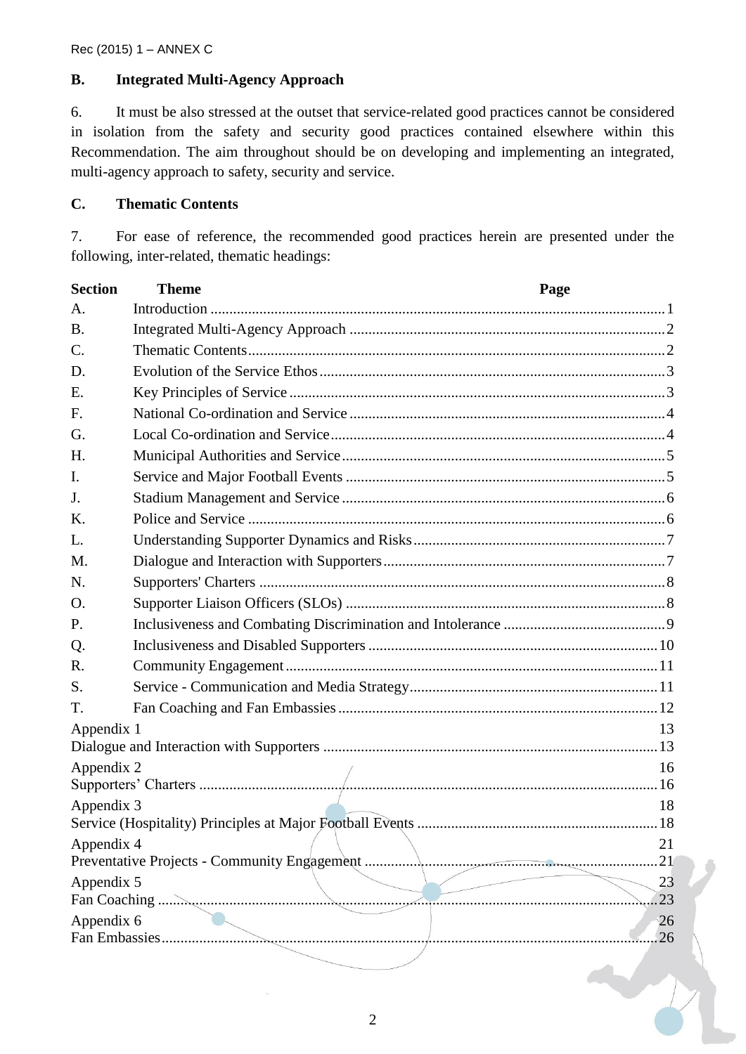## B. Integrated Multi-Agency Approach

6. It must be also stressed at the outset that service-related good practices cannot be considered in isolation from the safety and security good practices contained elsewhere within this Recommendation. The aim throughout should be on developing and implementing an integrated, multi-agency approach to safety, security and service.

## C. Thematic Contents

7. For ease of reference, the recommended good practices herein are presented under the following, inter-related, thematic headings:

| Section | Theme | Page |
|---|---|---|
| A. | Introduction | 1 |
| B. | Integrated Multi-Agency Approach | 2 |
| C. | Thematic Contents | 2 |
| D. | Evolution of the Service Ethos | 3 |
| E. | Key Principles of Service | 3 |
| F. | National Co-ordination and Service | 4 |
| G. | Local Co-ordination and Service | 4 |
| H. | Municipal Authorities and Service | 5 |
| I. | Service and Major Football Events | 5 |
| J. | Stadium Management and Service | 6 |
| K. | Police and Service | 6 |
| L. | Understanding Supporter Dynamics and Risks | 7 |
| M. | Dialogue and Interaction with Supporters | 7 |
| N. | Supporters' Charters | 8 |
| O. | Supporter Liaison Officers (SLOs) | 8 |
| P. | Inclusiveness and Combating Discrimination and Intolerance | 9 |
| Q. | Inclusiveness and Disabled Supporters | 10 |
| R. | Community Engagement | 11 |
| S. | Service - Communication and Media Strategy | 11 |
| T. | Fan Coaching and Fan Embassies | 12 |
| Appendix 1 | Dialogue and Interaction with Supporters | 13 |
| Appendix 2 | Supporters' Charters | 16 |
| Appendix 3 | Service (Hospitality) Principles at Major Football Events | 18 |
| Appendix 4 | Preventative Projects - Community Engagement | 21 |
| Appendix 5 | Fan Coaching | 23 |
| Appendix 6 | Fan Embassies | 26 |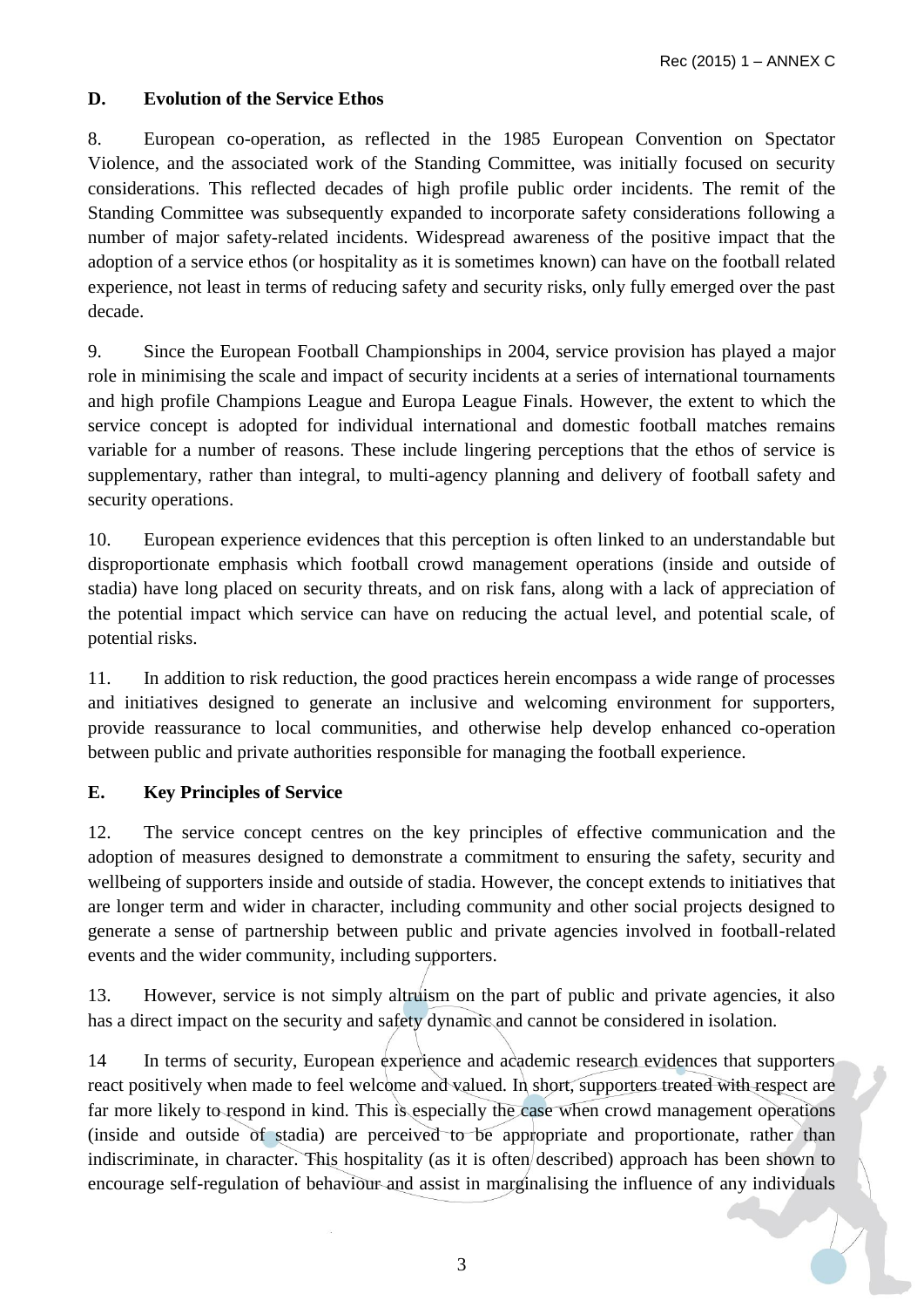## D. Evolution of the Service Ethos

8. European co-operation, as reflected in the 1985 European Convention on Spectator Violence, and the associated work of the Standing Committee, was initially focused on security considerations. This reflected decades of high profile public order incidents. The remit of the Standing Committee was subsequently expanded to incorporate safety considerations following a number of major safety-related incidents. Widespread awareness of the positive impact that the adoption of a service ethos (or hospitality as it is sometimes known) can have on the football related experience, not least in terms of reducing safety and security risks, only fully emerged over the past decade.

9. Since the European Football Championships in 2004, service provision has played a major role in minimising the scale and impact of security incidents at a series of international tournaments and high profile Champions League and Europa League Finals. However, the extent to which the service concept is adopted for individual international and domestic football matches remains variable for a number of reasons. These include lingering perceptions that the ethos of service is supplementary, rather than integral, to multi-agency planning and delivery of football safety and security operations.

10. European experience evidences that this perception is often linked to an understandable but disproportionate emphasis which football crowd management operations (inside and outside of stadia) have long placed on security threats, and on risk fans, along with a lack of appreciation of the potential impact which service can have on reducing the actual level, and potential scale, of potential risks.

11. In addition to risk reduction, the good practices herein encompass a wide range of processes and initiatives designed to generate an inclusive and welcoming environment for supporters, provide reassurance to local communities, and otherwise help develop enhanced co-operation between public and private authorities responsible for managing the football experience.

## E. Key Principles of Service

12. The service concept centres on the key principles of effective communication and the adoption of measures designed to demonstrate a commitment to ensuring the safety, security and wellbeing of supporters inside and outside of stadia. However, the concept extends to initiatives that are longer term and wider in character, including community and other social projects designed to generate a sense of partnership between public and private agencies involved in football-related events and the wider community, including supporters.

13. However, service is not simply altruism on the part of public and private agencies, it also has a direct impact on the security and safety dynamic and cannot be considered in isolation.

14 In terms of security, European experience and academic research evidences that supporters react positively when made to feel welcome and valued. In short, supporters treated with respect are far more likely to respond in kind. This is especially the case when crowd management operations (inside and outside of stadia) are perceived to be appropriate and proportionate, rather than indiscriminate, in character. This hospitality (as it is often described) approach has been shown to encourage self-regulation of behaviour and assist in marginalising the influence of any individuals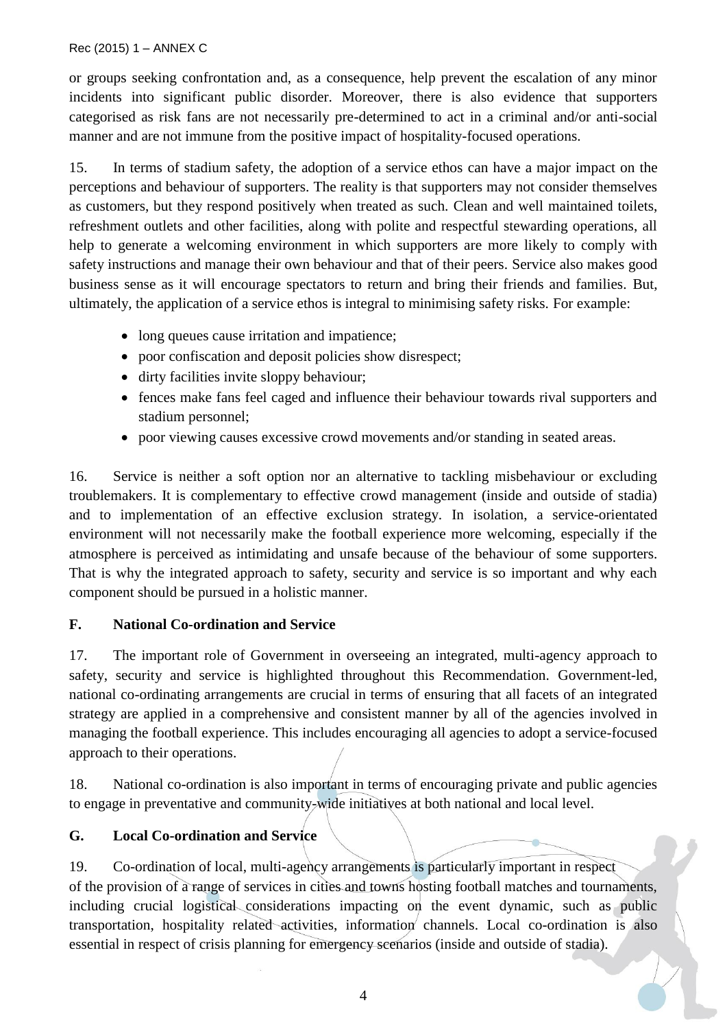or groups seeking confrontation and, as a consequence, help prevent the escalation of any minor incidents into significant public disorder. Moreover, there is also evidence that supporters categorised as risk fans are not necessarily pre-determined to act in a criminal and/or anti-social manner and are not immune from the positive impact of hospitality-focused operations.

15. In terms of stadium safety, the adoption of a service ethos can have a major impact on the perceptions and behaviour of supporters. The reality is that supporters may not consider themselves as customers, but they respond positively when treated as such. Clean and well maintained toilets, refreshment outlets and other facilities, along with polite and respectful stewarding operations, all help to generate a welcoming environment in which supporters are more likely to comply with safety instructions and manage their own behaviour and that of their peers. Service also makes good business sense as it will encourage spectators to return and bring their friends and families. But, ultimately, the application of a service ethos is integral to minimising safety risks. For example:

- long queues cause irritation and impatience;
- poor confiscation and deposit policies show disrespect;
- dirty facilities invite sloppy behaviour;
- fences make fans feel caged and influence their behaviour towards rival supporters and stadium personnel;
- poor viewing causes excessive crowd movements and/or standing in seated areas.

16. Service is neither a soft option nor an alternative to tackling misbehaviour or excluding troublemakers. It is complementary to effective crowd management (inside and outside of stadia) and to implementation of an effective exclusion strategy. In isolation, a service-orientated environment will not necessarily make the football experience more welcoming, especially if the atmosphere is perceived as intimidating and unsafe because of the behaviour of some supporters. That is why the integrated approach to safety, security and service is so important and why each component should be pursued in a holistic manner.

## F. National Co-ordination and Service

17. The important role of Government in overseeing an integrated, multi-agency approach to safety, security and service is highlighted throughout this Recommendation. Government-led, national co-ordinating arrangements are crucial in terms of ensuring that all facets of an integrated strategy are applied in a comprehensive and consistent manner by all of the agencies involved in managing the football experience. This includes encouraging all agencies to adopt a service-focused approach to their operations.

18. National co-ordination is also important in terms of encouraging private and public agencies to engage in preventative and community-wide initiatives at both national and local level.

## G. Local Co-ordination and Service

19. Co-ordination of local, multi-agency arrangements is particularly important in respect of the provision of a range of services in cities and towns hosting football matches and tournaments, including crucial logistical considerations impacting on the event dynamic, such as public transportation, hospitality related activities, information channels. Local co-ordination is also essential in respect of crisis planning for emergency scenarios (inside and outside of stadia).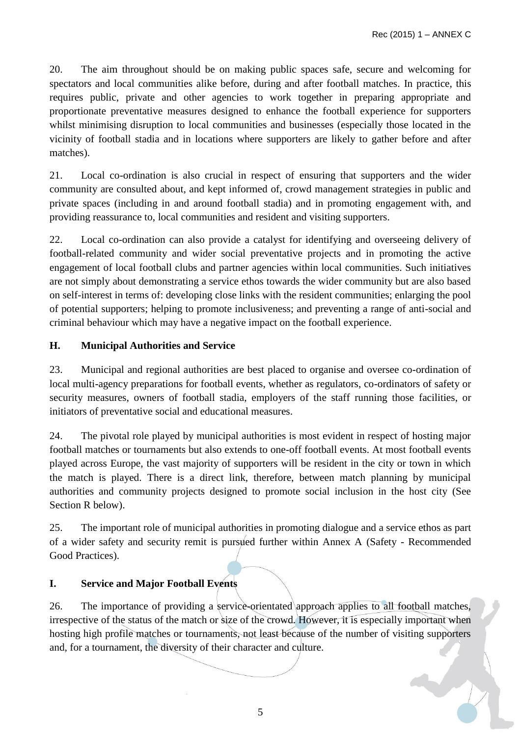20. The aim throughout should be on making public spaces safe, secure and welcoming for spectators and local communities alike before, during and after football matches. In practice, this requires public, private and other agencies to work together in preparing appropriate and proportionate preventative measures designed to enhance the football experience for supporters whilst minimising disruption to local communities and businesses (especially those located in the vicinity of football stadia and in locations where supporters are likely to gather before and after matches).

21. Local co-ordination is also crucial in respect of ensuring that supporters and the wider community are consulted about, and kept informed of, crowd management strategies in public and private spaces (including in and around football stadia) and in promoting engagement with, and providing reassurance to, local communities and resident and visiting supporters.

22. Local co-ordination can also provide a catalyst for identifying and overseeing delivery of football-related community and wider social preventative projects and in promoting the active engagement of local football clubs and partner agencies within local communities. Such initiatives are not simply about demonstrating a service ethos towards the wider community but are also based on self-interest in terms of: developing close links with the resident communities; enlarging the pool of potential supporters; helping to promote inclusiveness; and preventing a range of anti-social and criminal behaviour which may have a negative impact on the football experience.

## H. Municipal Authorities and Service

23. Municipal and regional authorities are best placed to organise and oversee co-ordination of local multi-agency preparations for football events, whether as regulators, co-ordinators of safety or security measures, owners of football stadia, employers of the staff running those facilities, or initiators of preventative social and educational measures.

24. The pivotal role played by municipal authorities is most evident in respect of hosting major football matches or tournaments but also extends to one-off football events. At most football events played across Europe, the vast majority of supporters will be resident in the city or town in which the match is played. There is a direct link, therefore, between match planning by municipal authorities and community projects designed to promote social inclusion in the host city (See Section R below).

25. The important role of municipal authorities in promoting dialogue and a service ethos as part of a wider safety and security remit is pursued further within Annex A (Safety - Recommended Good Practices).

## I. Service and Major Football Events

26. The importance of providing a service-orientated approach applies to all football matches, irrespective of the status of the match or size of the crowd. However, it is especially important when hosting high profile matches or tournaments, not least because of the number of visiting supporters and, for a tournament, the diversity of their character and culture.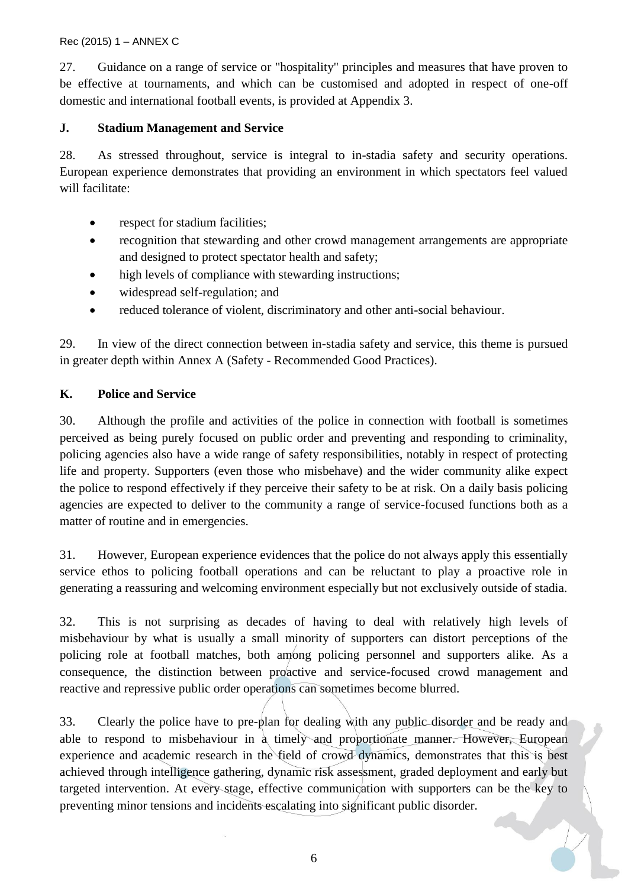27. Guidance on a range of service or "hospitality" principles and measures that have proven to be effective at tournaments, and which can be customised and adopted in respect of one-off domestic and international football events, is provided at Appendix 3.

## J. Stadium Management and Service

28. As stressed throughout, service is integral to in-stadia safety and security operations. European experience demonstrates that providing an environment in which spectators feel valued will facilitate:

- respect for stadium facilities;
- recognition that stewarding and other crowd management arrangements are appropriate and designed to protect spectator health and safety;
- high levels of compliance with stewarding instructions;
- widespread self-regulation; and
- reduced tolerance of violent, discriminatory and other anti-social behaviour.

29. In view of the direct connection between in-stadia safety and service, this theme is pursued in greater depth within Annex A (Safety - Recommended Good Practices).

## K. Police and Service

30. Although the profile and activities of the police in connection with football is sometimes perceived as being purely focused on public order and preventing and responding to criminality, policing agencies also have a wide range of safety responsibilities, notably in respect of protecting life and property. Supporters (even those who misbehave) and the wider community alike expect the police to respond effectively if they perceive their safety to be at risk. On a daily basis policing agencies are expected to deliver to the community a range of service-focused functions both as a matter of routine and in emergencies.

31. However, European experience evidences that the police do not always apply this essentially service ethos to policing football operations and can be reluctant to play a proactive role in generating a reassuring and welcoming environment especially but not exclusively outside of stadia.

32. This is not surprising as decades of having to deal with relatively high levels of misbehaviour by what is usually a small minority of supporters can distort perceptions of the policing role at football matches, both among policing personnel and supporters alike. As a consequence, the distinction between proactive and service-focused crowd management and reactive and repressive public order operations can sometimes become blurred.

33. Clearly the police have to pre-plan for dealing with any public disorder and be ready and able to respond to misbehaviour in a timely and proportionate manner. However, European experience and academic research in the field of crowd dynamics, demonstrates that this is best achieved through intelligence gathering, dynamic risk assessment, graded deployment and early but targeted intervention. At every stage, effective communication with supporters can be the key to preventing minor tensions and incidents escalating into significant public disorder.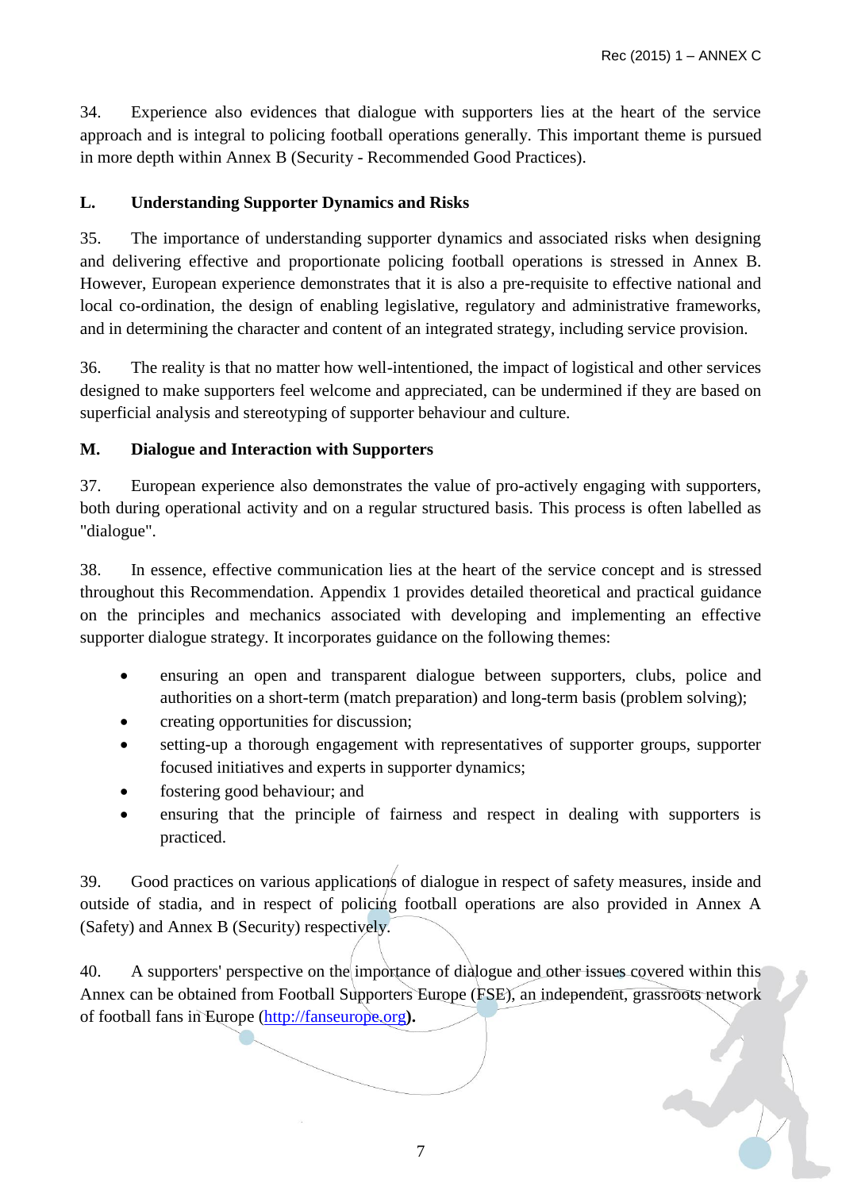34. Experience also evidences that dialogue with supporters lies at the heart of the service approach and is integral to policing football operations generally. This important theme is pursued in more depth within Annex B (Security - Recommended Good Practices).

## L. Understanding Supporter Dynamics and Risks

35. The importance of understanding supporter dynamics and associated risks when designing and delivering effective and proportionate policing football operations is stressed in Annex B. However, European experience demonstrates that it is also a pre-requisite to effective national and local co-ordination, the design of enabling legislative, regulatory and administrative frameworks, and in determining the character and content of an integrated strategy, including service provision.

36. The reality is that no matter how well-intentioned, the impact of logistical and other services designed to make supporters feel welcome and appreciated, can be undermined if they are based on superficial analysis and stereotyping of supporter behaviour and culture.

## M. Dialogue and Interaction with Supporters

37. European experience also demonstrates the value of pro-actively engaging with supporters, both during operational activity and on a regular structured basis. This process is often labelled as "dialogue".

38. In essence, effective communication lies at the heart of the service concept and is stressed throughout this Recommendation. Appendix 1 provides detailed theoretical and practical guidance on the principles and mechanics associated with developing and implementing an effective supporter dialogue strategy. It incorporates guidance on the following themes:

- ensuring an open and transparent dialogue between supporters, clubs, police and authorities on a short-term (match preparation) and long-term basis (problem solving);
- creating opportunities for discussion;
- setting-up a thorough engagement with representatives of supporter groups, supporter focused initiatives and experts in supporter dynamics;
- fostering good behaviour; and
- ensuring that the principle of fairness and respect in dealing with supporters is practiced.

39. Good practices on various applications of dialogue in respect of safety measures, inside and outside of stadia, and in respect of policing football operations are also provided in Annex A (Safety) and Annex B (Security) respectively.

40. A supporters' perspective on the importance of dialogue and other issues covered within this Annex can be obtained from Football Supporters Europe (FSE), an independent, grassroots network of football fans in Europe (http://fanseurope.org).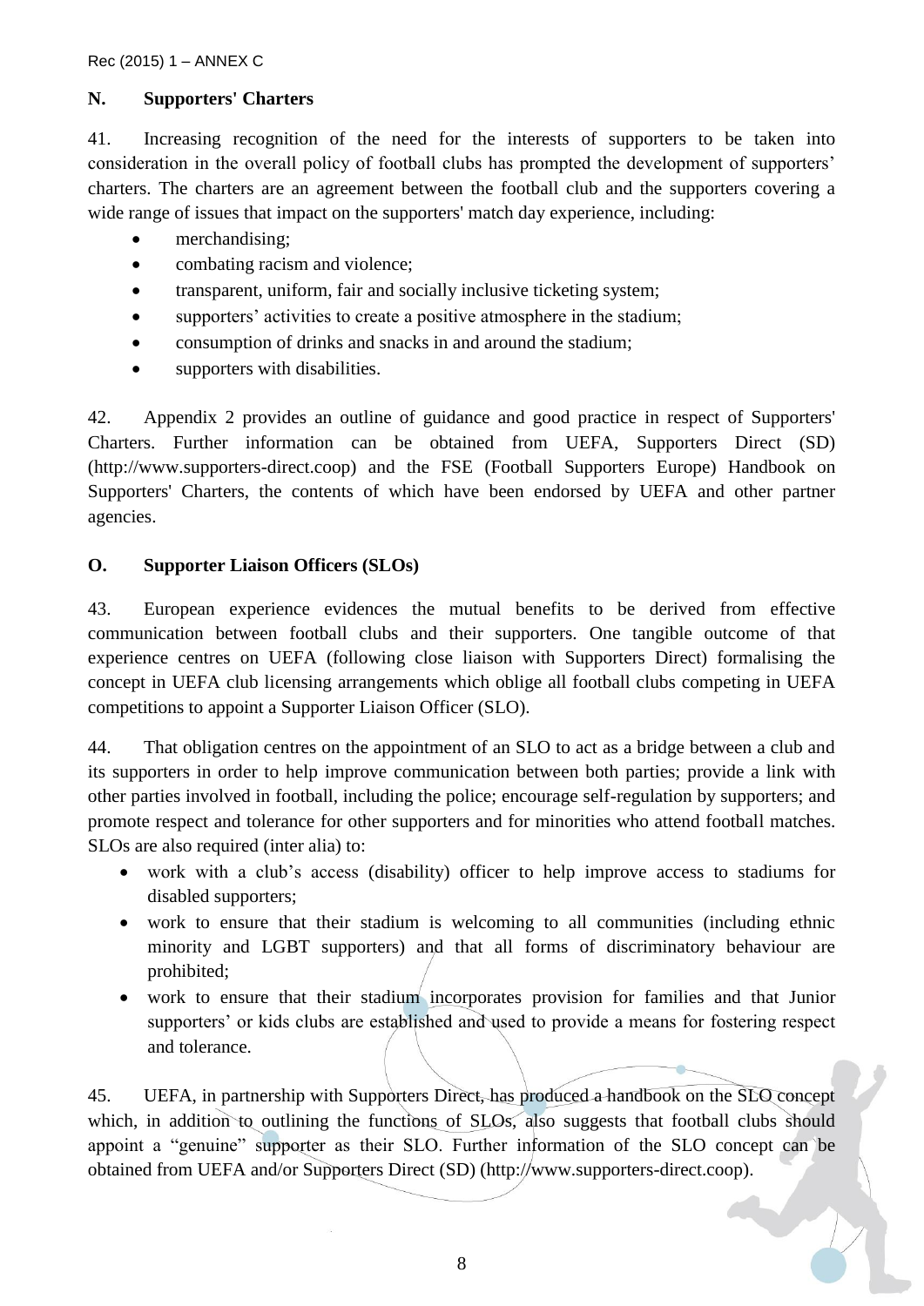## N. Supporters' Charters

41. Increasing recognition of the need for the interests of supporters to be taken into consideration in the overall policy of football clubs has prompted the development of supporters' charters. The charters are an agreement between the football club and the supporters covering a wide range of issues that impact on the supporters' match day experience, including:

- merchandising;
- combating racism and violence;
- transparent, uniform, fair and socially inclusive ticketing system;
- supporters' activities to create a positive atmosphere in the stadium;
- consumption of drinks and snacks in and around the stadium;
- supporters with disabilities.

42. Appendix 2 provides an outline of guidance and good practice in respect of Supporters' Charters. Further information can be obtained from UEFA, Supporters Direct (SD) (http://www.supporters-direct.coop) and the FSE (Football Supporters Europe) Handbook on Supporters' Charters, the contents of which have been endorsed by UEFA and other partner agencies.

## O. Supporter Liaison Officers (SLOs)

43. European experience evidences the mutual benefits to be derived from effective communication between football clubs and their supporters. One tangible outcome of that experience centres on UEFA (following close liaison with Supporters Direct) formalising the concept in UEFA club licensing arrangements which oblige all football clubs competing in UEFA competitions to appoint a Supporter Liaison Officer (SLO).

44. That obligation centres on the appointment of an SLO to act as a bridge between a club and its supporters in order to help improve communication between both parties; provide a link with other parties involved in football, including the police; encourage self-regulation by supporters; and promote respect and tolerance for other supporters and for minorities who attend football matches. SLOs are also required (inter alia) to:

- work with a club's access (disability) officer to help improve access to stadiums for disabled supporters;
- work to ensure that their stadium is welcoming to all communities (including ethnic minority and LGBT supporters) and that all forms of discriminatory behaviour are prohibited;
- work to ensure that their stadium incorporates provision for families and that Junior supporters' or kids clubs are established and used to provide a means for fostering respect and tolerance.

45. UEFA, in partnership with Supporters Direct, has produced a handbook on the SLO concept which, in addition to outlining the functions of SLOs, also suggests that football clubs should appoint a "genuine" supporter as their SLO. Further information of the SLO concept can be obtained from UEFA and/or Supporters Direct (SD) (http://www.supporters-direct.coop).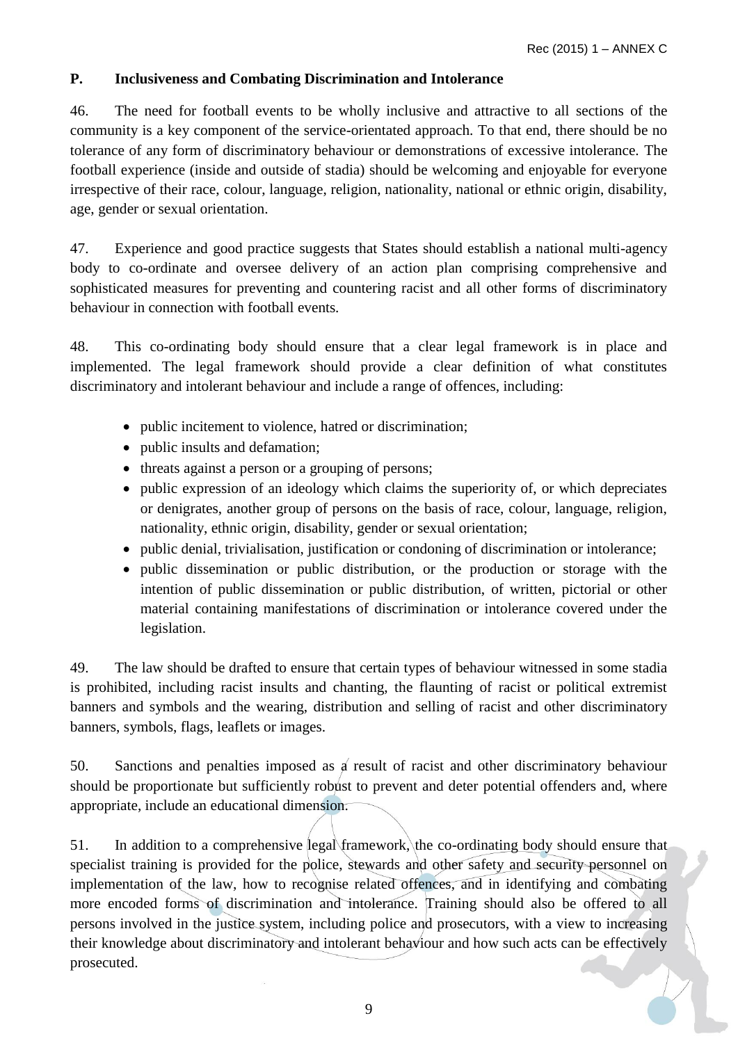## P. Inclusiveness and Combating Discrimination and Intolerance

46. The need for football events to be wholly inclusive and attractive to all sections of the community is a key component of the service-orientated approach. To that end, there should be no tolerance of any form of discriminatory behaviour or demonstrations of excessive intolerance. The football experience (inside and outside of stadia) should be welcoming and enjoyable for everyone irrespective of their race, colour, language, religion, nationality, national or ethnic origin, disability, age, gender or sexual orientation.

47. Experience and good practice suggests that States should establish a national multi-agency body to co-ordinate and oversee delivery of an action plan comprising comprehensive and sophisticated measures for preventing and countering racist and all other forms of discriminatory behaviour in connection with football events.

48. This co-ordinating body should ensure that a clear legal framework is in place and implemented. The legal framework should provide a clear definition of what constitutes discriminatory and intolerant behaviour and include a range of offences, including:

- public incitement to violence, hatred or discrimination;
- public insults and defamation;
- threats against a person or a grouping of persons;
- public expression of an ideology which claims the superiority of, or which depreciates or denigrates, another group of persons on the basis of race, colour, language, religion, nationality, ethnic origin, disability, gender or sexual orientation;
- public denial, trivialisation, justification or condoning of discrimination or intolerance;
- public dissemination or public distribution, or the production or storage with the intention of public dissemination or public distribution, of written, pictorial or other material containing manifestations of discrimination or intolerance covered under the legislation.

49. The law should be drafted to ensure that certain types of behaviour witnessed in some stadia is prohibited, including racist insults and chanting, the flaunting of racist or political extremist banners and symbols and the wearing, distribution and selling of racist and other discriminatory banners, symbols, flags, leaflets or images.

50. Sanctions and penalties imposed as a result of racist and other discriminatory behaviour should be proportionate but sufficiently robust to prevent and deter potential offenders and, where appropriate, include an educational dimension.

51. In addition to a comprehensive legal framework, the co-ordinating body should ensure that specialist training is provided for the police, stewards and other safety and security personnel on implementation of the law, how to recognise related offences, and in identifying and combating more encoded forms of discrimination and intolerance. Training should also be offered to all persons involved in the justice system, including police and prosecutors, with a view to increasing their knowledge about discriminatory and intolerant behaviour and how such acts can be effectively prosecuted.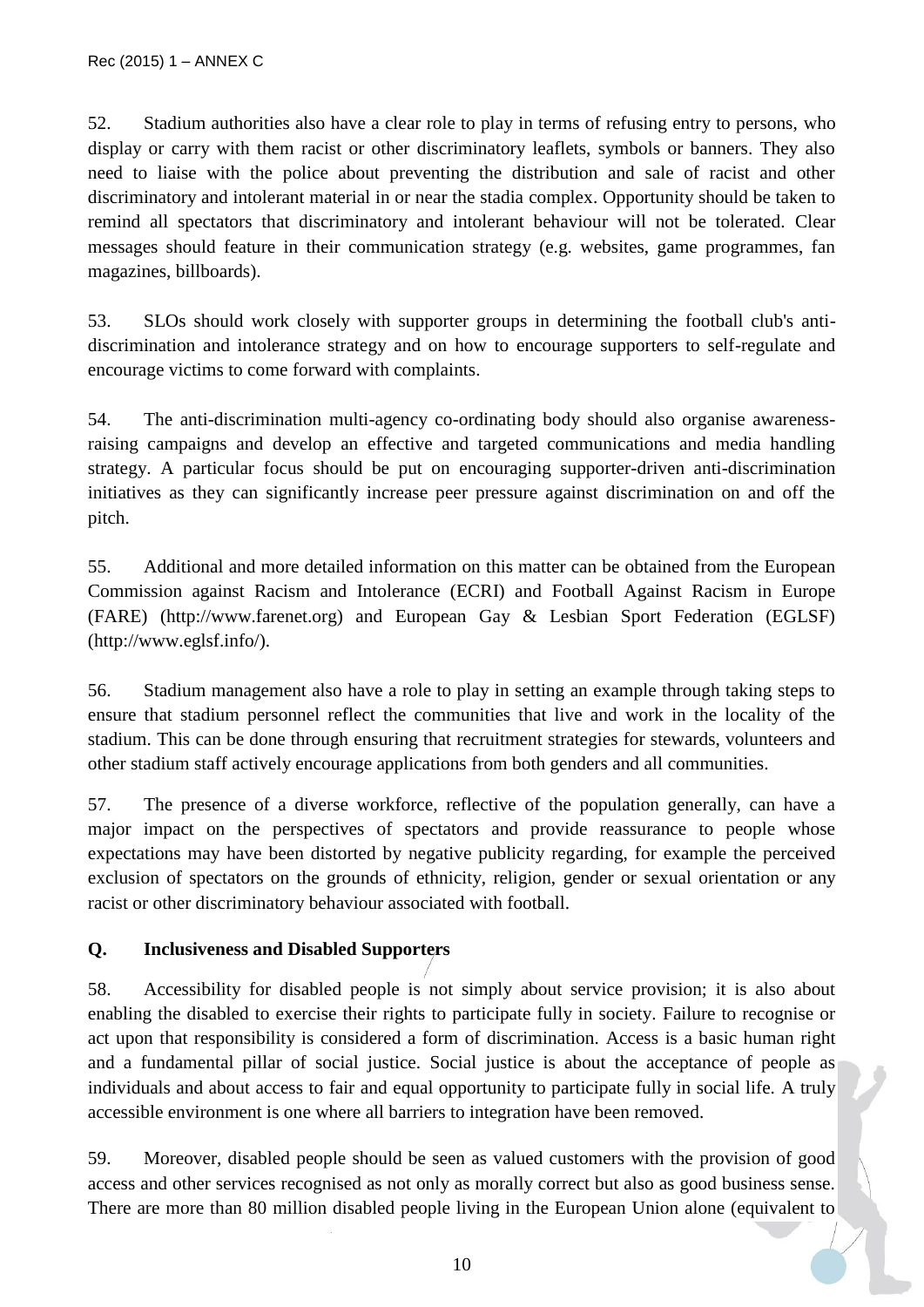52. Stadium authorities also have a clear role to play in terms of refusing entry to persons, who display or carry with them racist or other discriminatory leaflets, symbols or banners. They also need to liaise with the police about preventing the distribution and sale of racist and other discriminatory and intolerant material in or near the stadia complex. Opportunity should be taken to remind all spectators that discriminatory and intolerant behaviour will not be tolerated. Clear messages should feature in their communication strategy (e.g. websites, game programmes, fan magazines, billboards).

53. SLOs should work closely with supporter groups in determining the football club's anti-discrimination and intolerance strategy and on how to encourage supporters to self-regulate and encourage victims to come forward with complaints.

54. The anti-discrimination multi-agency co-ordinating body should also organise awareness-raising campaigns and develop an effective and targeted communications and media handling strategy. A particular focus should be put on encouraging supporter-driven anti-discrimination initiatives as they can significantly increase peer pressure against discrimination on and off the pitch.

55. Additional and more detailed information on this matter can be obtained from the European Commission against Racism and Intolerance (ECRI) and Football Against Racism in Europe (FARE) (http://www.farenet.org) and European Gay & Lesbian Sport Federation (EGLSF) (http://www.eglsf.info/).

56. Stadium management also have a role to play in setting an example through taking steps to ensure that stadium personnel reflect the communities that live and work in the locality of the stadium. This can be done through ensuring that recruitment strategies for stewards, volunteers and other stadium staff actively encourage applications from both genders and all communities.

57. The presence of a diverse workforce, reflective of the population generally, can have a major impact on the perspectives of spectators and provide reassurance to people whose expectations may have been distorted by negative publicity regarding, for example the perceived exclusion of spectators on the grounds of ethnicity, religion, gender or sexual orientation or any racist or other discriminatory behaviour associated with football.

## Q. Inclusiveness and Disabled Supporters

58. Accessibility for disabled people is not simply about service provision; it is also about enabling the disabled to exercise their rights to participate fully in society. Failure to recognise or act upon that responsibility is considered a form of discrimination. Access is a basic human right and a fundamental pillar of social justice. Social justice is about the acceptance of people as individuals and about access to fair and equal opportunity to participate fully in social life. A truly accessible environment is one where all barriers to integration have been removed.

59. Moreover, disabled people should be seen as valued customers with the provision of good access and other services recognised as not only as morally correct but also as good business sense. There are more than 80 million disabled people living in the European Union alone (equivalent to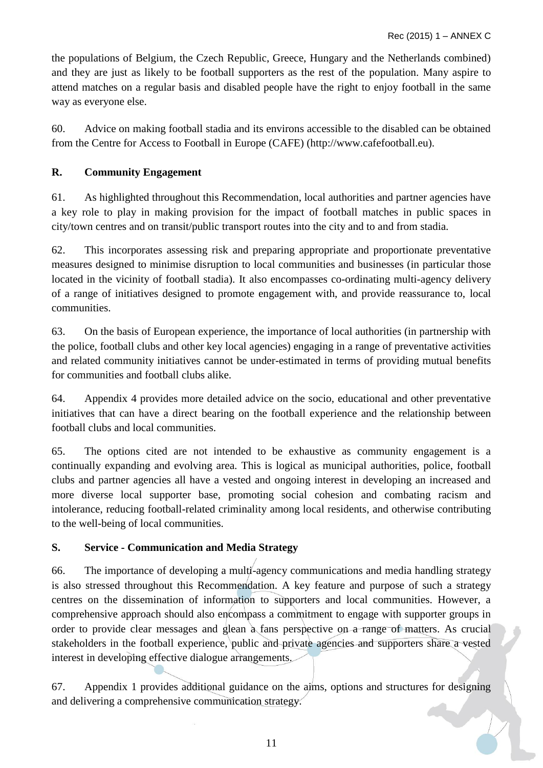the populations of Belgium, the Czech Republic, Greece, Hungary and the Netherlands combined) and they are just as likely to be football supporters as the rest of the population. Many aspire to attend matches on a regular basis and disabled people have the right to enjoy football in the same way as everyone else.

60. Advice on making football stadia and its environs accessible to the disabled can be obtained from the Centre for Access to Football in Europe (CAFE) (http://www.cafefootball.eu).

**R. Community Engagement**

61. As highlighted throughout this Recommendation, local authorities and partner agencies have a key role to play in making provision for the impact of football matches in public spaces in city/town centres and on transit/public transport routes into the city and to and from stadia.

62. This incorporates assessing risk and preparing appropriate and proportionate preventative measures designed to minimise disruption to local communities and businesses (in particular those located in the vicinity of football stadia). It also encompasses co-ordinating multi-agency delivery of a range of initiatives designed to promote engagement with, and provide reassurance to, local communities.

63. On the basis of European experience, the importance of local authorities (in partnership with the police, football clubs and other key local agencies) engaging in a range of preventative activities and related community initiatives cannot be under-estimated in terms of providing mutual benefits for communities and football clubs alike.

64. Appendix 4 provides more detailed advice on the socio, educational and other preventative initiatives that can have a direct bearing on the football experience and the relationship between football clubs and local communities.

65. The options cited are not intended to be exhaustive as community engagement is a continually expanding and evolving area. This is logical as municipal authorities, police, football clubs and partner agencies all have a vested and ongoing interest in developing an increased and more diverse local supporter base, promoting social cohesion and combating racism and intolerance, reducing football-related criminality among local residents, and otherwise contributing to the well-being of local communities.

**S. Service - Communication and Media Strategy**

66. The importance of developing a multi-agency communications and media handling strategy is also stressed throughout this Recommendation. A key feature and purpose of such a strategy centres on the dissemination of information to supporters and local communities. However, a comprehensive approach should also encompass a commitment to engage with supporter groups in order to provide clear messages and glean a fans perspective on a range of matters. As crucial stakeholders in the football experience, public and private agencies and supporters share a vested interest in developing effective dialogue arrangements.

67. Appendix 1 provides additional guidance on the aims, options and structures for designing and delivering a comprehensive communication strategy.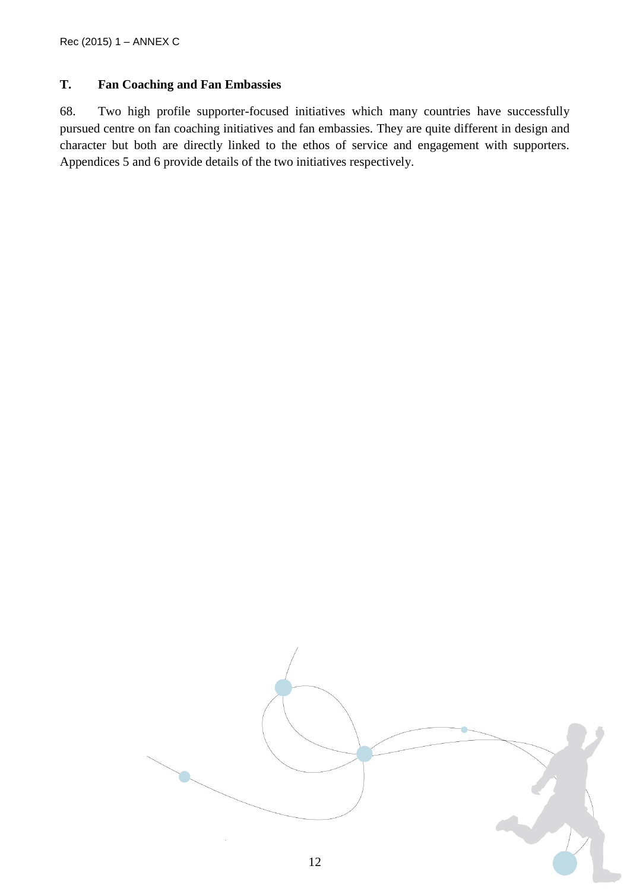## T. Fan Coaching and Fan Embassies

68. Two high profile supporter-focused initiatives which many countries have successfully pursued centre on fan coaching initiatives and fan embassies. They are quite different in design and character but both are directly linked to the ethos of service and engagement with supporters. Appendices 5 and 6 provide details of the two initiatives respectively.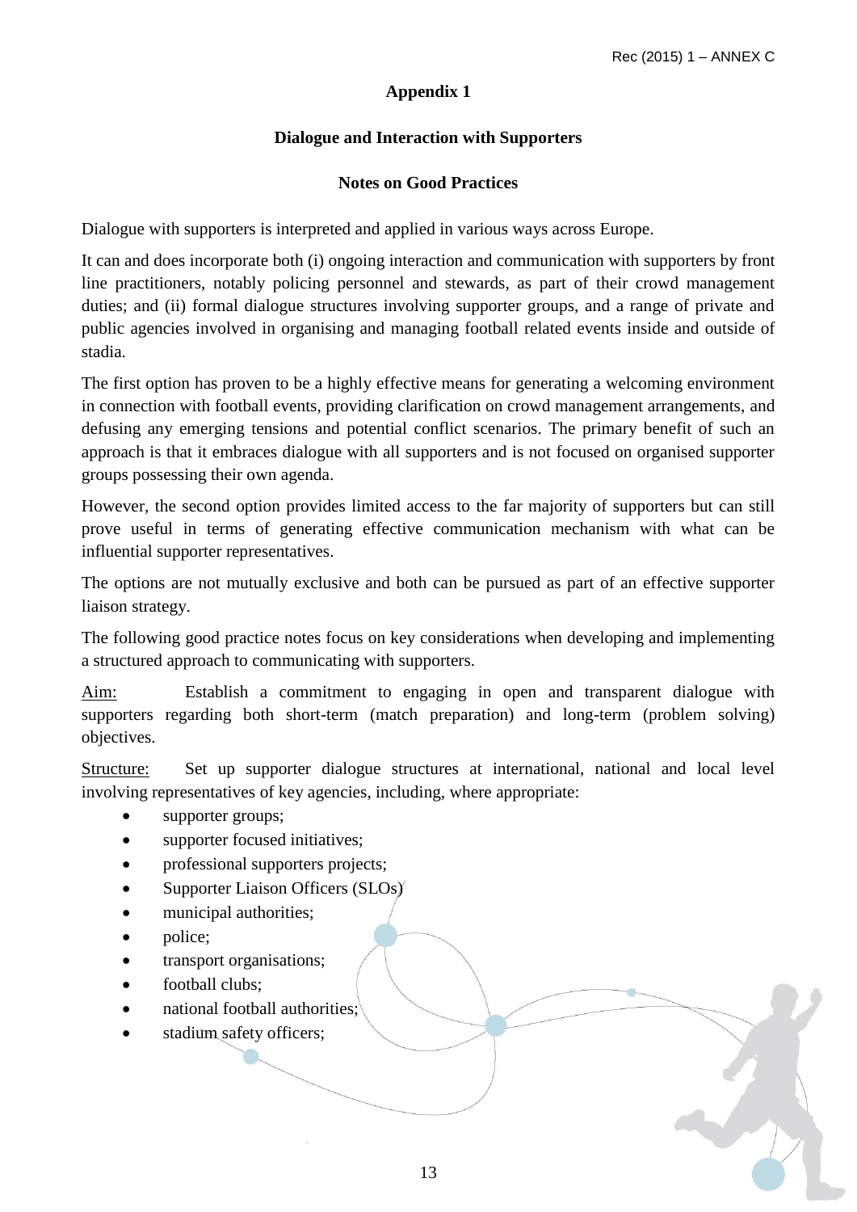## Appendix 1

### Dialogue and Interaction with Supporters

### Notes on Good Practices

Dialogue with supporters is interpreted and applied in various ways across Europe.

It can and does incorporate both (i) ongoing interaction and communication with supporters by front line practitioners, notably policing personnel and stewards, as part of their crowd management duties; and (ii) formal dialogue structures involving supporter groups, and a range of private and public agencies involved in organising and managing football related events inside and outside of stadia.

The first option has proven to be a highly effective means for generating a welcoming environment in connection with football events, providing clarification on crowd management arrangements, and defusing any emerging tensions and potential conflict scenarios. The primary benefit of such an approach is that it embraces dialogue with all supporters and is not focused on organised supporter groups possessing their own agenda.

However, the second option provides limited access to the far majority of supporters but can still prove useful in terms of generating effective communication mechanism with what can be influential supporter representatives.

The options are not mutually exclusive and both can be pursued as part of an effective supporter liaison strategy.

The following good practice notes focus on key considerations when developing and implementing a structured approach to communicating with supporters.

<u>Aim:</u> Establish a commitment to engaging in open and transparent dialogue with supporters regarding both short-term (match preparation) and long-term (problem solving) objectives.

<u>Structure:</u> Set up supporter dialogue structures at international, national and local level involving representatives of key agencies, including, where appropriate:

- supporter groups;
- supporter focused initiatives;
- professional supporters projects;
- Supporter Liaison Officers (SLOs)
- municipal authorities;
- police;
- transport organisations;
- football clubs;
- national football authorities;
- stadium safety officers;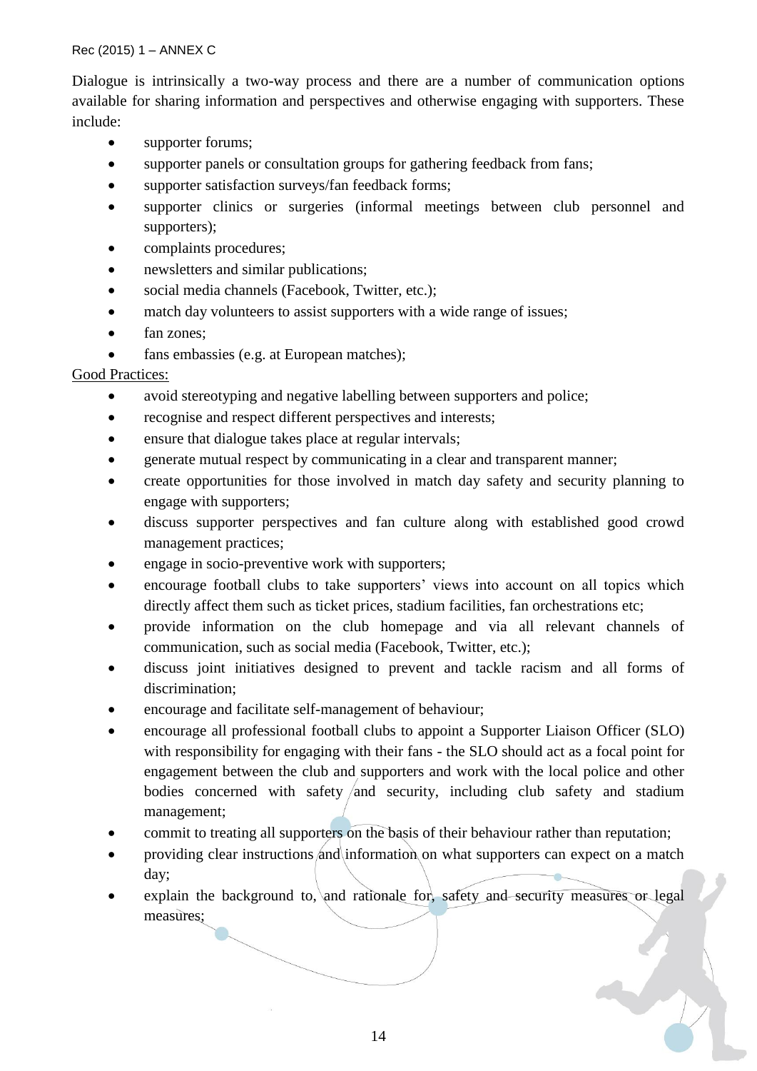Dialogue is intrinsically a two-way process and there are a number of communication options available for sharing information and perspectives and otherwise engaging with supporters. These include:

- supporter forums;
- supporter panels or consultation groups for gathering feedback from fans;
- supporter satisfaction surveys/fan feedback forms;
- supporter clinics or surgeries (informal meetings between club personnel and supporters);
- complaints procedures;
- newsletters and similar publications;
- social media channels (Facebook, Twitter, etc.);
- match day volunteers to assist supporters with a wide range of issues;
- fan zones;
- fans embassies (e.g. at European matches);

<u>Good Practices:</u>

- avoid stereotyping and negative labelling between supporters and police;
- recognise and respect different perspectives and interests;
- ensure that dialogue takes place at regular intervals;
- generate mutual respect by communicating in a clear and transparent manner;
- create opportunities for those involved in match day safety and security planning to engage with supporters;
- discuss supporter perspectives and fan culture along with established good crowd management practices;
- engage in socio-preventive work with supporters;
- encourage football clubs to take supporters' views into account on all topics which directly affect them such as ticket prices, stadium facilities, fan orchestrations etc;
- provide information on the club homepage and via all relevant channels of communication, such as social media (Facebook, Twitter, etc.);
- discuss joint initiatives designed to prevent and tackle racism and all forms of discrimination;
- encourage and facilitate self-management of behaviour;
- encourage all professional football clubs to appoint a Supporter Liaison Officer (SLO) with responsibility for engaging with their fans - the SLO should act as a focal point for engagement between the club and supporters and work with the local police and other bodies concerned with safety and security, including club safety and stadium management;
- commit to treating all supporters on the basis of their behaviour rather than reputation;
- providing clear instructions and information on what supporters can expect on a match day;
- explain the background to, and rationale for, safety and security measures or legal measures;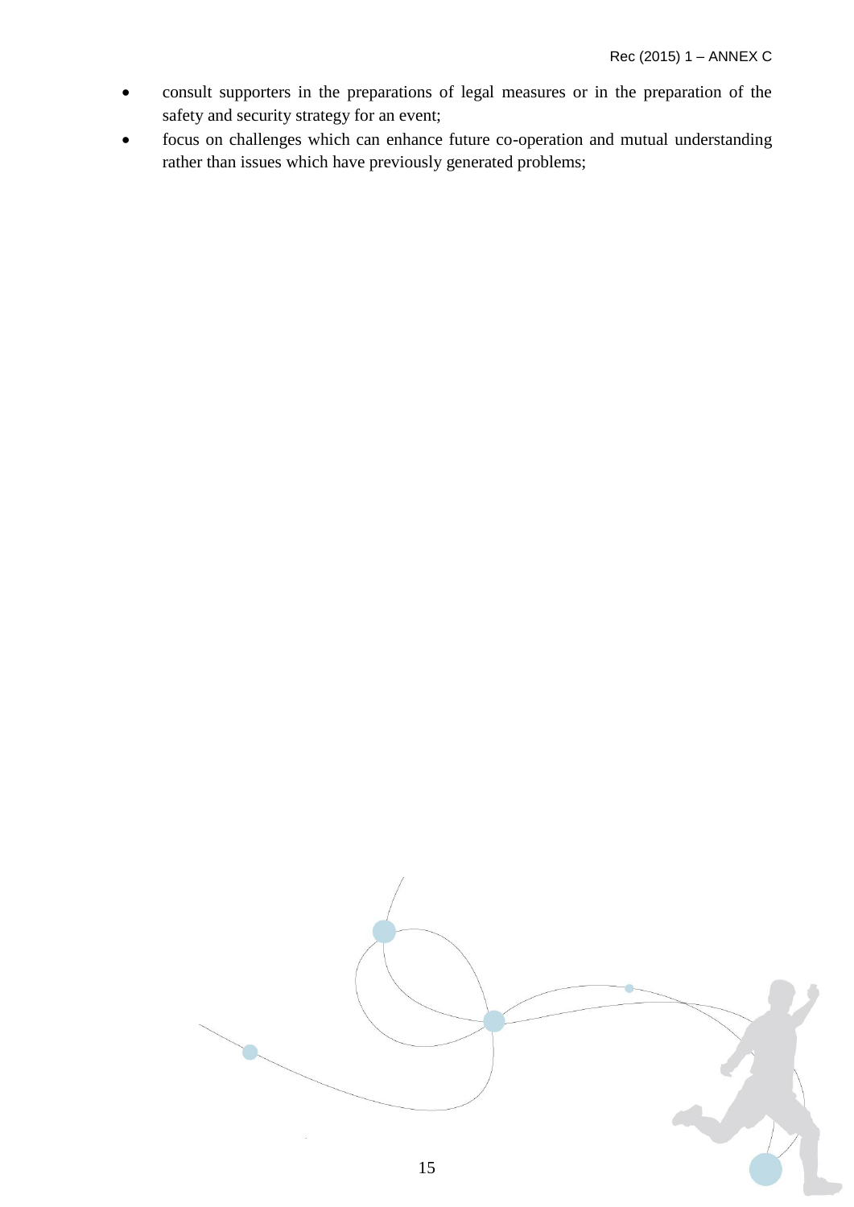- consult supporters in the preparations of legal measures or in the preparation of the safety and security strategy for an event;
- focus on challenges which can enhance future co-operation and mutual understanding rather than issues which have previously generated problems;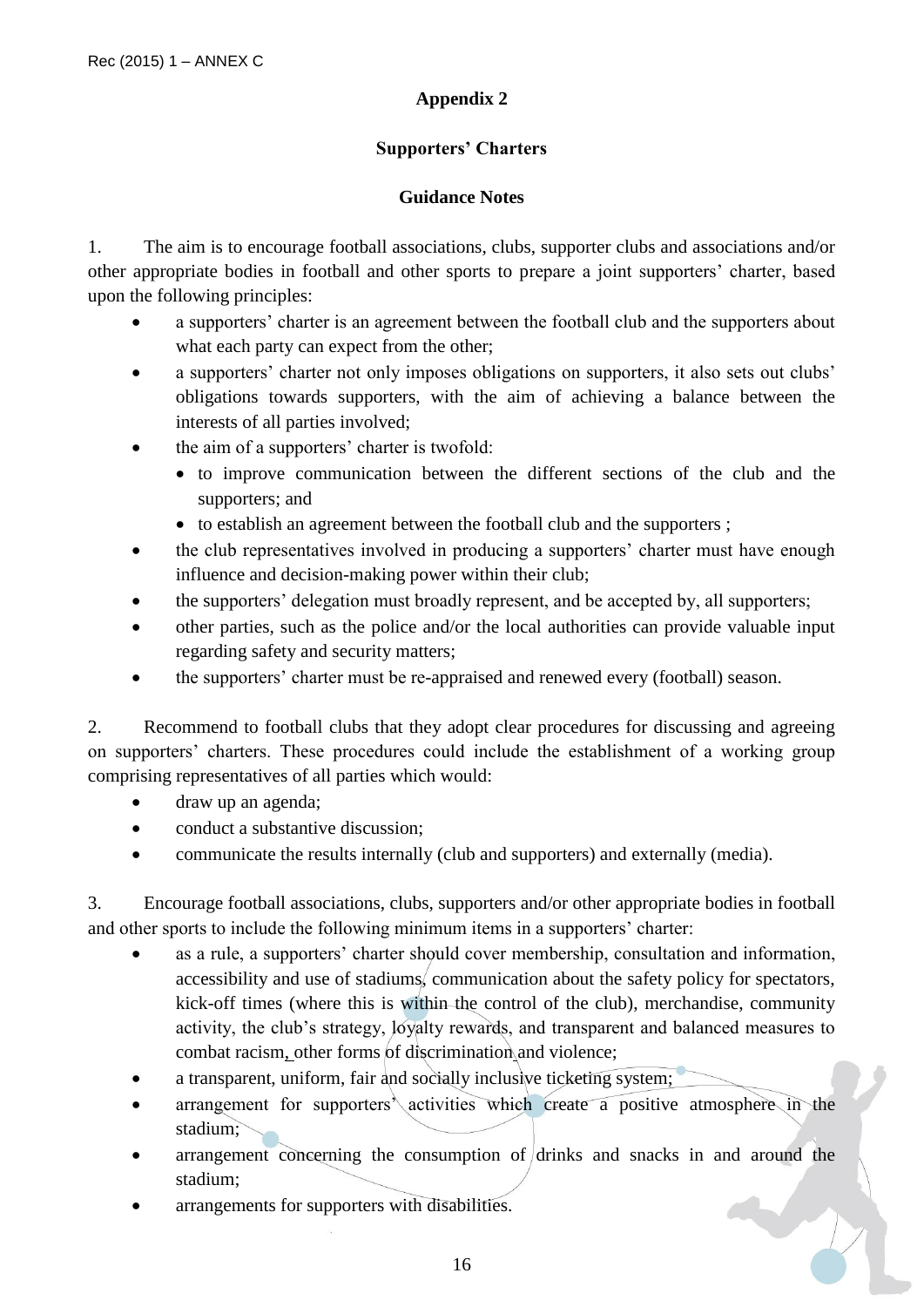**Appendix 2**

**Supporters' Charters**

**Guidance Notes**

1. The aim is to encourage football associations, clubs, supporter clubs and associations and/or other appropriate bodies in football and other sports to prepare a joint supporters' charter, based upon the following principles:

- a supporters' charter is an agreement between the football club and the supporters about what each party can expect from the other;
- a supporters' charter not only imposes obligations on supporters, it also sets out clubs' obligations towards supporters, with the aim of achieving a balance between the interests of all parties involved;
- the aim of a supporters' charter is twofold:
  - to improve communication between the different sections of the club and the supporters; and
  - to establish an agreement between the football club and the supporters ;
- the club representatives involved in producing a supporters' charter must have enough influence and decision-making power within their club;
- the supporters' delegation must broadly represent, and be accepted by, all supporters;
- other parties, such as the police and/or the local authorities can provide valuable input regarding safety and security matters;
- the supporters' charter must be re-appraised and renewed every (football) season.

2. Recommend to football clubs that they adopt clear procedures for discussing and agreeing on supporters' charters. These procedures could include the establishment of a working group comprising representatives of all parties which would:

- draw up an agenda;
- conduct a substantive discussion;
- communicate the results internally (club and supporters) and externally (media).

3. Encourage football associations, clubs, supporters and/or other appropriate bodies in football and other sports to include the following minimum items in a supporters' charter:

- as a rule, a supporters' charter should cover membership, consultation and information, accessibility and use of stadiums, communication about the safety policy for spectators, kick-off times (where this is within the control of the club), merchandise, community activity, the club's strategy, loyalty rewards, and transparent and balanced measures to combat racism, other forms of discrimination and violence;
- a transparent, uniform, fair and socially inclusive ticketing system;
- arrangement for supporters' activities which create a positive atmosphere in the stadium;
- arrangement concerning the consumption of drinks and snacks in and around the stadium;
- arrangements for supporters with disabilities.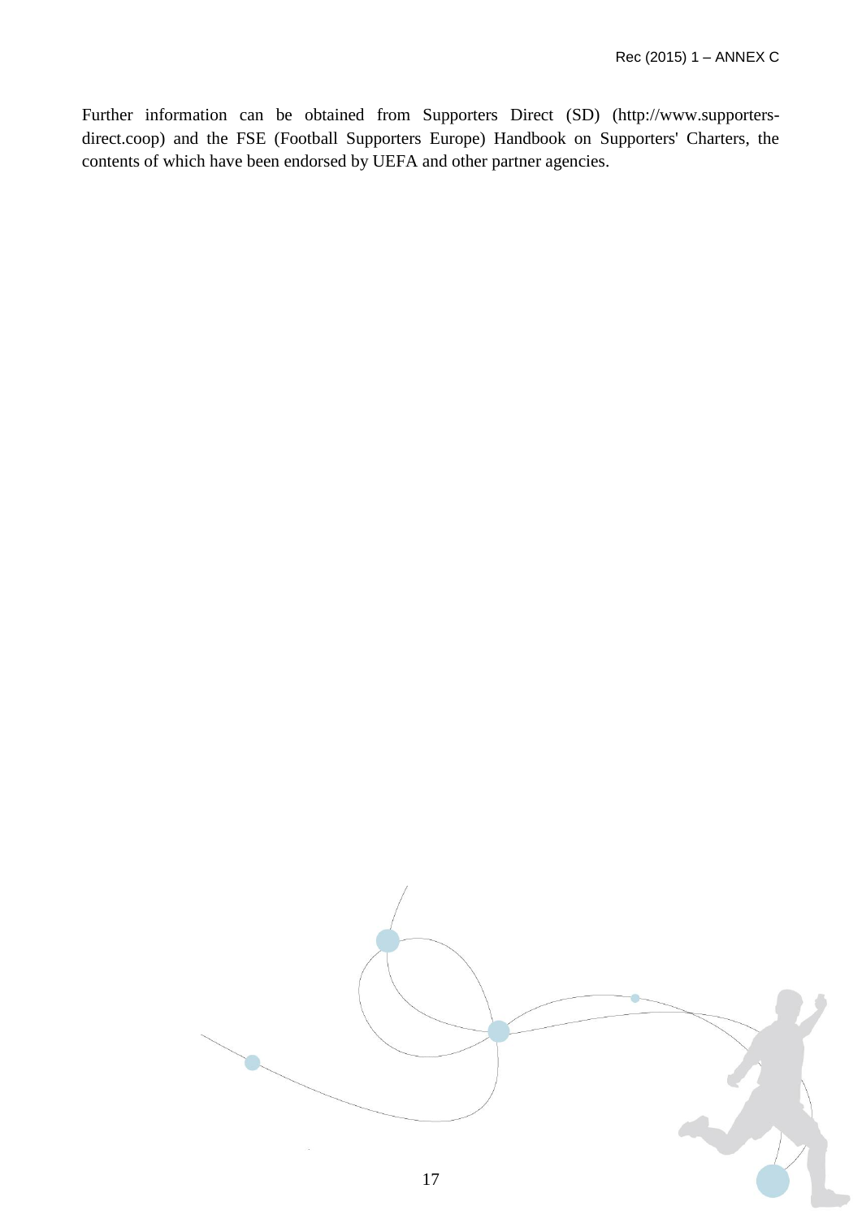Further information can be obtained from Supporters Direct (SD) (http://www.supporters-direct.coop) and the FSE (Football Supporters Europe) Handbook on Supporters' Charters, the contents of which have been endorsed by UEFA and other partner agencies.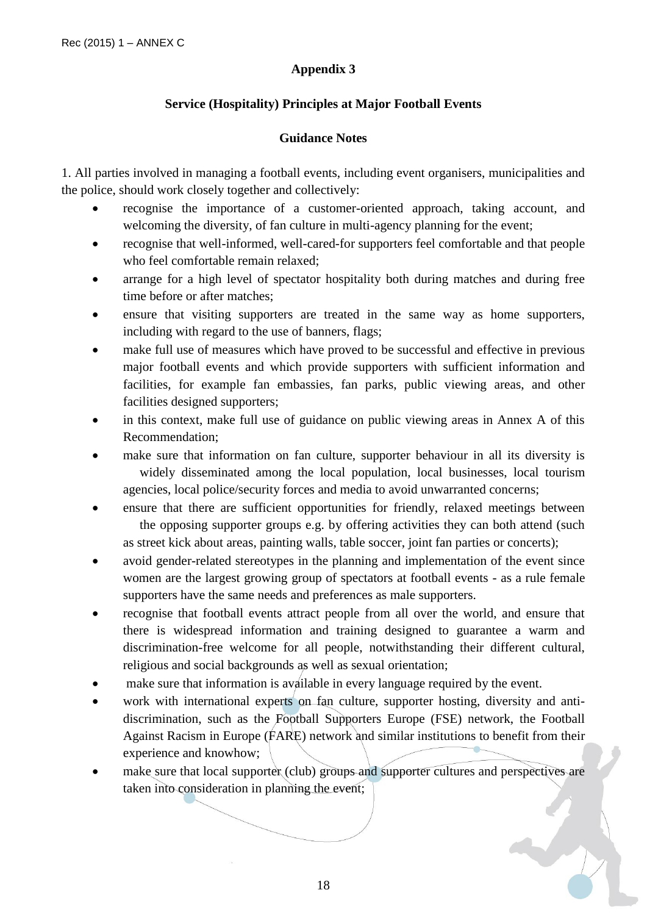## Appendix 3

### Service (Hospitality) Principles at Major Football Events

### Guidance Notes

1. All parties involved in managing a football events, including event organisers, municipalities and the police, should work closely together and collectively:

- recognise the importance of a customer-oriented approach, taking account, and welcoming the diversity, of fan culture in multi-agency planning for the event;
- recognise that well-informed, well-cared-for supporters feel comfortable and that people who feel comfortable remain relaxed;
- arrange for a high level of spectator hospitality both during matches and during free time before or after matches;
- ensure that visiting supporters are treated in the same way as home supporters, including with regard to the use of banners, flags;
- make full use of measures which have proved to be successful and effective in previous major football events and which provide supporters with sufficient information and facilities, for example fan embassies, fan parks, public viewing areas, and other facilities designed supporters;
- in this context, make full use of guidance on public viewing areas in Annex A of this Recommendation;
- make sure that information on fan culture, supporter behaviour in all its diversity is widely disseminated among the local population, local businesses, local tourism agencies, local police/security forces and media to avoid unwarranted concerns;
- ensure that there are sufficient opportunities for friendly, relaxed meetings between the opposing supporter groups e.g. by offering activities they can both attend (such as street kick about areas, painting walls, table soccer, joint fan parties or concerts);
- avoid gender-related stereotypes in the planning and implementation of the event since women are the largest growing group of spectators at football events - as a rule female supporters have the same needs and preferences as male supporters.
- recognise that football events attract people from all over the world, and ensure that there is widespread information and training designed to guarantee a warm and discrimination-free welcome for all people, notwithstanding their different cultural, religious and social backgrounds as well as sexual orientation;
- make sure that information is available in every language required by the event.
- work with international experts on fan culture, supporter hosting, diversity and anti-discrimination, such as the Football Supporters Europe (FSE) network, the Football Against Racism in Europe (FARE) network and similar institutions to benefit from their experience and knowhow;
- make sure that local supporter (club) groups and supporter cultures and perspectives are taken into consideration in planning the event;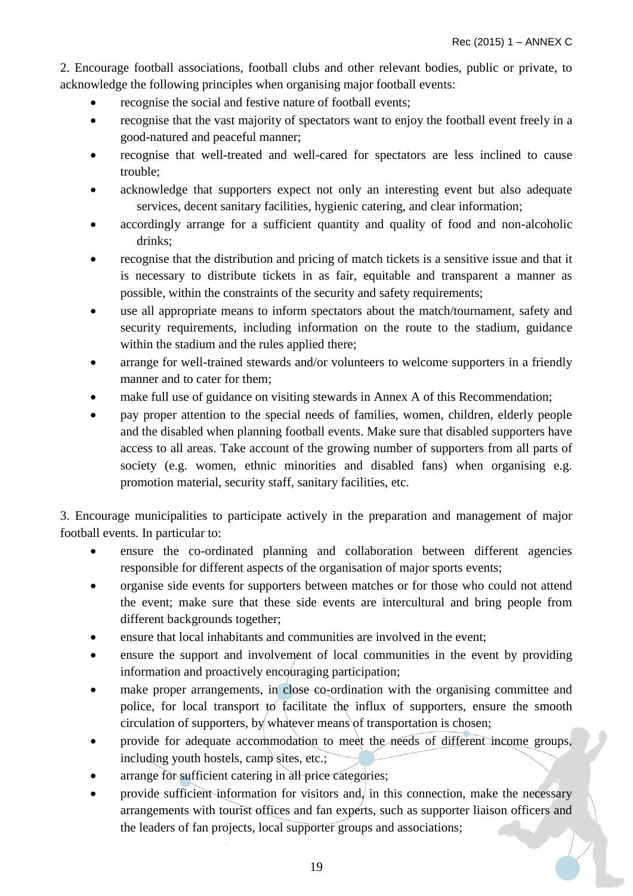2. Encourage football associations, football clubs and other relevant bodies, public or private, to acknowledge the following principles when organising major football events:

- recognise the social and festive nature of football events;
- recognise that the vast majority of spectators want to enjoy the football event freely in a good-natured and peaceful manner;
- recognise that well-treated and well-cared for spectators are less inclined to cause trouble;
- acknowledge that supporters expect not only an interesting event but also adequate services, decent sanitary facilities, hygienic catering, and clear information;
- accordingly arrange for a sufficient quantity and quality of food and non-alcoholic drinks;
- recognise that the distribution and pricing of match tickets is a sensitive issue and that it is necessary to distribute tickets in as fair, equitable and transparent a manner as possible, within the constraints of the security and safety requirements;
- use all appropriate means to inform spectators about the match/tournament, safety and security requirements, including information on the route to the stadium, guidance within the stadium and the rules applied there;
- arrange for well-trained stewards and/or volunteers to welcome supporters in a friendly manner and to cater for them;
- make full use of guidance on visiting stewards in Annex A of this Recommendation;
- pay proper attention to the special needs of families, women, children, elderly people and the disabled when planning football events. Make sure that disabled supporters have access to all areas. Take account of the growing number of supporters from all parts of society (e.g. women, ethnic minorities and disabled fans) when organising e.g. promotion material, security staff, sanitary facilities, etc.

3. Encourage municipalities to participate actively in the preparation and management of major football events. In particular to:

- ensure the co-ordinated planning and collaboration between different agencies responsible for different aspects of the organisation of major sports events;
- organise side events for supporters between matches or for those who could not attend the event; make sure that these side events are intercultural and bring people from different backgrounds together;
- ensure that local inhabitants and communities are involved in the event;
- ensure the support and involvement of local communities in the event by providing information and proactively encouraging participation;
- make proper arrangements, in close co-ordination with the organising committee and police, for local transport to facilitate the influx of supporters, ensure the smooth circulation of supporters, by whatever means of transportation is chosen;
- provide for adequate accommodation to meet the needs of different income groups, including youth hostels, camp sites, etc.;
- arrange for sufficient catering in all price categories;
- provide sufficient information for visitors and, in this connection, make the necessary arrangements with tourist offices and fan experts, such as supporter liaison officers and the leaders of fan projects, local supporter groups and associations;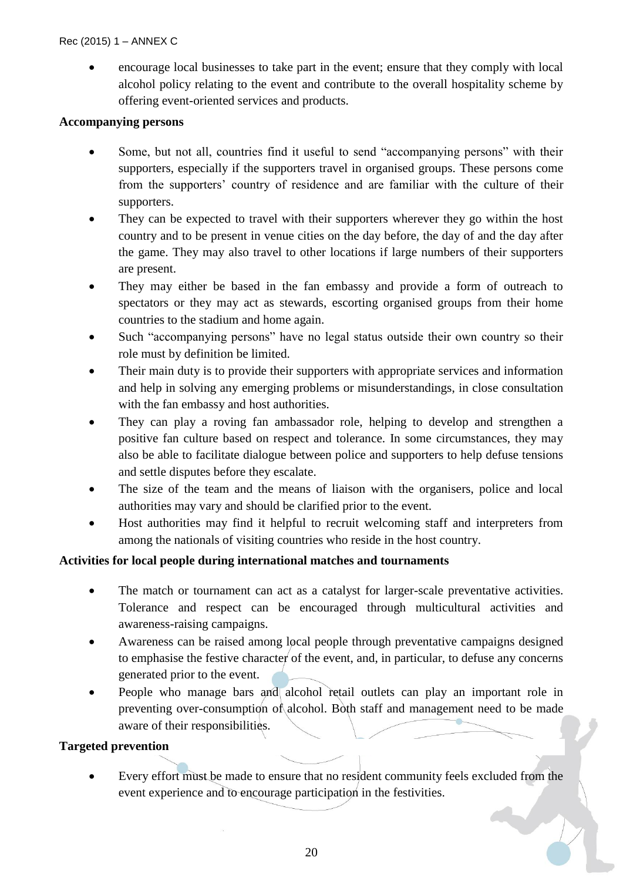- encourage local businesses to take part in the event; ensure that they comply with local alcohol policy relating to the event and contribute to the overall hospitality scheme by offering event-oriented services and products.

**Accompanying persons**

- Some, but not all, countries find it useful to send "accompanying persons" with their supporters, especially if the supporters travel in organised groups. These persons come from the supporters' country of residence and are familiar with the culture of their supporters.
- They can be expected to travel with their supporters wherever they go within the host country and to be present in venue cities on the day before, the day of and the day after the game. They may also travel to other locations if large numbers of their supporters are present.
- They may either be based in the fan embassy and provide a form of outreach to spectators or they may act as stewards, escorting organised groups from their home countries to the stadium and home again.
- Such "accompanying persons" have no legal status outside their own country so their role must by definition be limited.
- Their main duty is to provide their supporters with appropriate services and information and help in solving any emerging problems or misunderstandings, in close consultation with the fan embassy and host authorities.
- They can play a roving fan ambassador role, helping to develop and strengthen a positive fan culture based on respect and tolerance. In some circumstances, they may also be able to facilitate dialogue between police and supporters to help defuse tensions and settle disputes before they escalate.
- The size of the team and the means of liaison with the organisers, police and local authorities may vary and should be clarified prior to the event.
- Host authorities may find it helpful to recruit welcoming staff and interpreters from among the nationals of visiting countries who reside in the host country.

**Activities for local people during international matches and tournaments**

- The match or tournament can act as a catalyst for larger-scale preventative activities. Tolerance and respect can be encouraged through multicultural activities and awareness-raising campaigns.
- Awareness can be raised among local people through preventative campaigns designed to emphasise the festive character of the event, and, in particular, to defuse any concerns generated prior to the event.
- People who manage bars and alcohol retail outlets can play an important role in preventing over-consumption of alcohol. Both staff and management need to be made aware of their responsibilities.

**Targeted prevention**

- Every effort must be made to ensure that no resident community feels excluded from the event experience and to encourage participation in the festivities.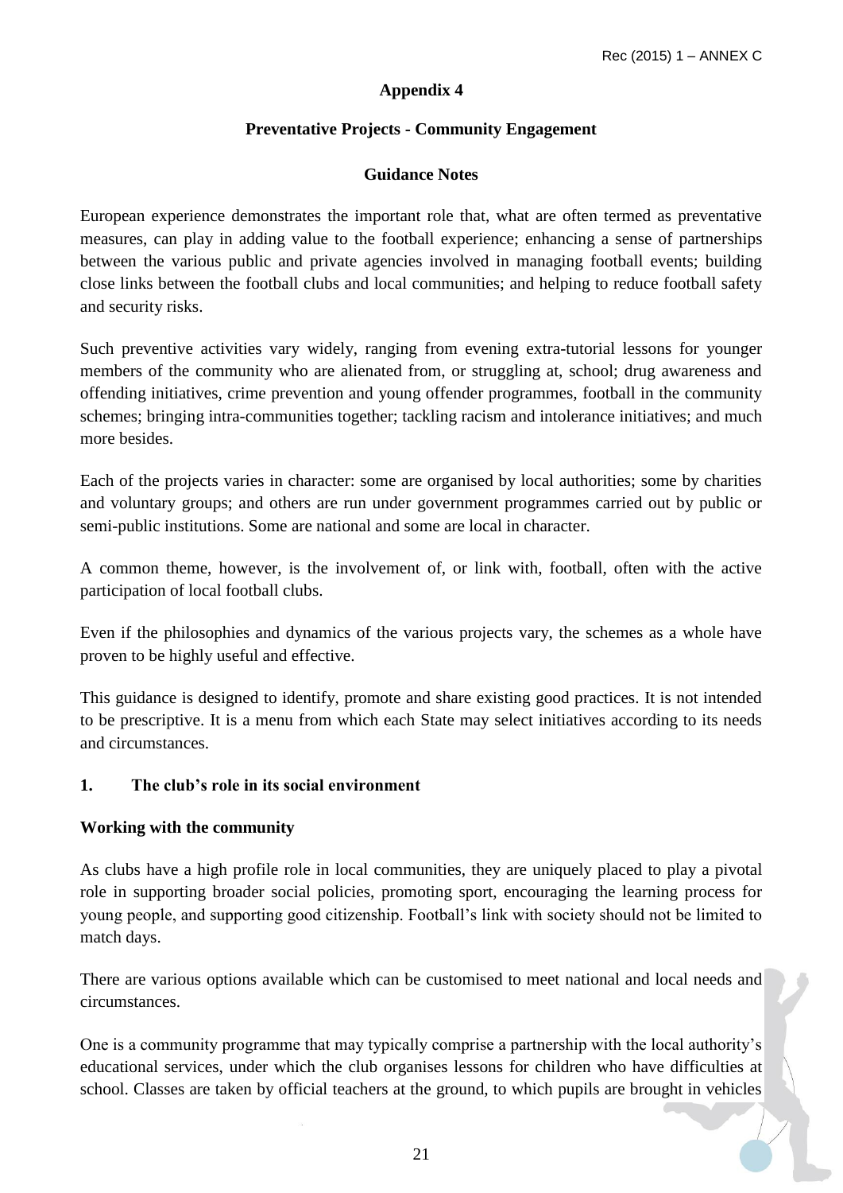## Appendix 4

### Preventative Projects - Community Engagement

### Guidance Notes

European experience demonstrates the important role that, what are often termed as preventative measures, can play in adding value to the football experience; enhancing a sense of partnerships between the various public and private agencies involved in managing football events; building close links between the football clubs and local communities; and helping to reduce football safety and security risks.

Such preventive activities vary widely, ranging from evening extra-tutorial lessons for younger members of the community who are alienated from, or struggling at, school; drug awareness and offending initiatives, crime prevention and young offender programmes, football in the community schemes; bringing intra-communities together; tackling racism and intolerance initiatives; and much more besides.

Each of the projects varies in character: some are organised by local authorities; some by charities and voluntary groups; and others are run under government programmes carried out by public or semi-public institutions. Some are national and some are local in character.

A common theme, however, is the involvement of, or link with, football, often with the active participation of local football clubs.

Even if the philosophies and dynamics of the various projects vary, the schemes as a whole have proven to be highly useful and effective.

This guidance is designed to identify, promote and share existing good practices. It is not intended to be prescriptive. It is a menu from which each State may select initiatives according to its needs and circumstances.

### 1. The club's role in its social environment

**Working with the community**

As clubs have a high profile role in local communities, they are uniquely placed to play a pivotal role in supporting broader social policies, promoting sport, encouraging the learning process for young people, and supporting good citizenship. Football's link with society should not be limited to match days.

There are various options available which can be customised to meet national and local needs and circumstances.

One is a community programme that may typically comprise a partnership with the local authority's educational services, under which the club organises lessons for children who have difficulties at school. Classes are taken by official teachers at the ground, to which pupils are brought in vehicles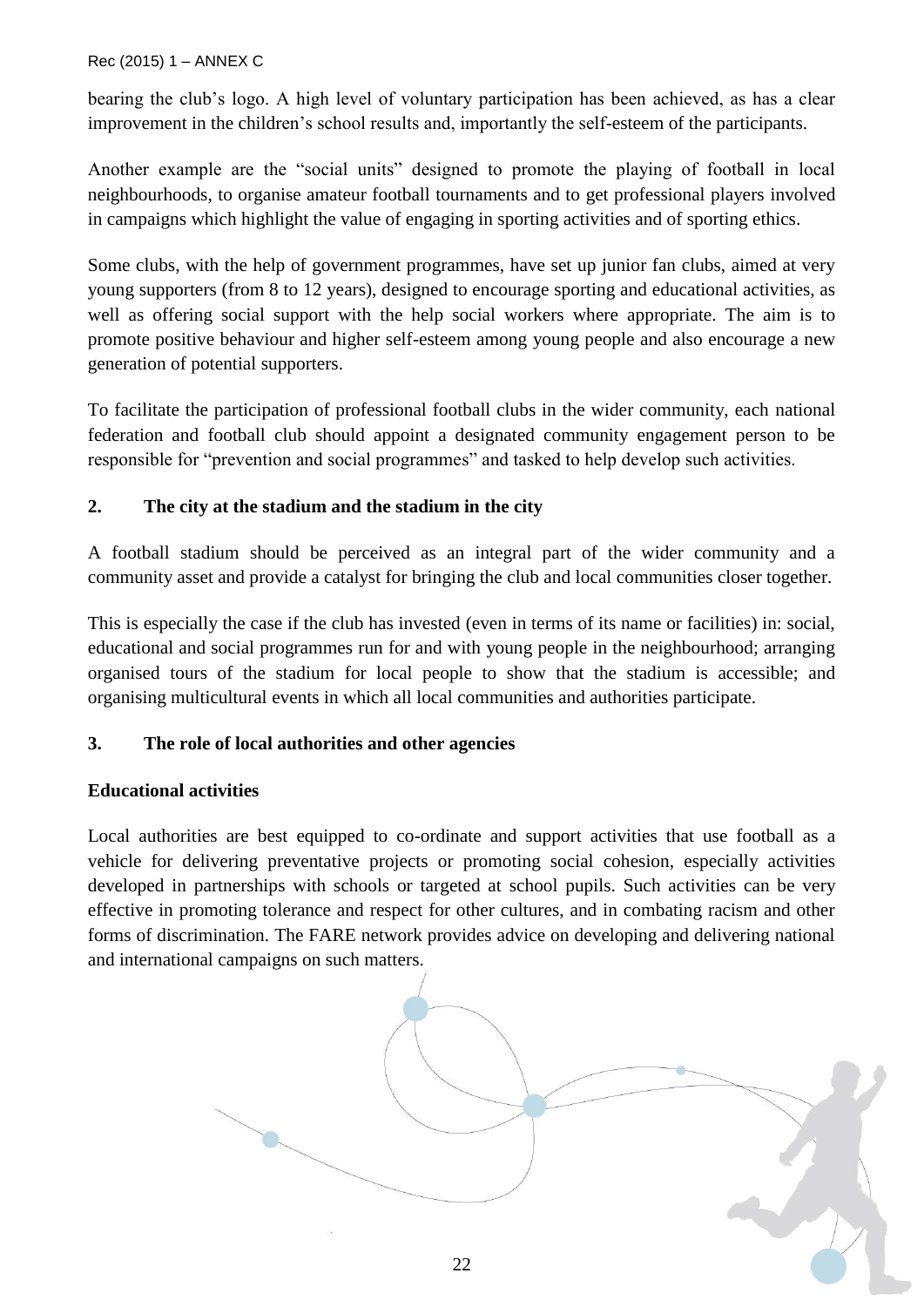bearing the club's logo. A high level of voluntary participation has been achieved, as has a clear improvement in the children's school results and, importantly the self-esteem of the participants.

Another example are the "social units" designed to promote the playing of football in local neighbourhoods, to organise amateur football tournaments and to get professional players involved in campaigns which highlight the value of engaging in sporting activities and of sporting ethics.

Some clubs, with the help of government programmes, have set up junior fan clubs, aimed at very young supporters (from 8 to 12 years), designed to encourage sporting and educational activities, as well as offering social support with the help social workers where appropriate. The aim is to promote positive behaviour and higher self-esteem among young people and also encourage a new generation of potential supporters.

To facilitate the participation of professional football clubs in the wider community, each national federation and football club should appoint a designated community engagement person to be responsible for "prevention and social programmes" and tasked to help develop such activities.

## 2. The city at the stadium and the stadium in the city

A football stadium should be perceived as an integral part of the wider community and a community asset and provide a catalyst for bringing the club and local communities closer together.

This is especially the case if the club has invested (even in terms of its name or facilities) in: social, educational and social programmes run for and with young people in the neighbourhood; arranging organised tours of the stadium for local people to show that the stadium is accessible; and organising multicultural events in which all local communities and authorities participate.

## 3. The role of local authorities and other agencies

### Educational activities

Local authorities are best equipped to co-ordinate and support activities that use football as a vehicle for delivering preventative projects or promoting social cohesion, especially activities developed in partnerships with schools or targeted at school pupils. Such activities can be very effective in promoting tolerance and respect for other cultures, and in combating racism and other forms of discrimination. The FARE network provides advice on developing and delivering national and international campaigns on such matters.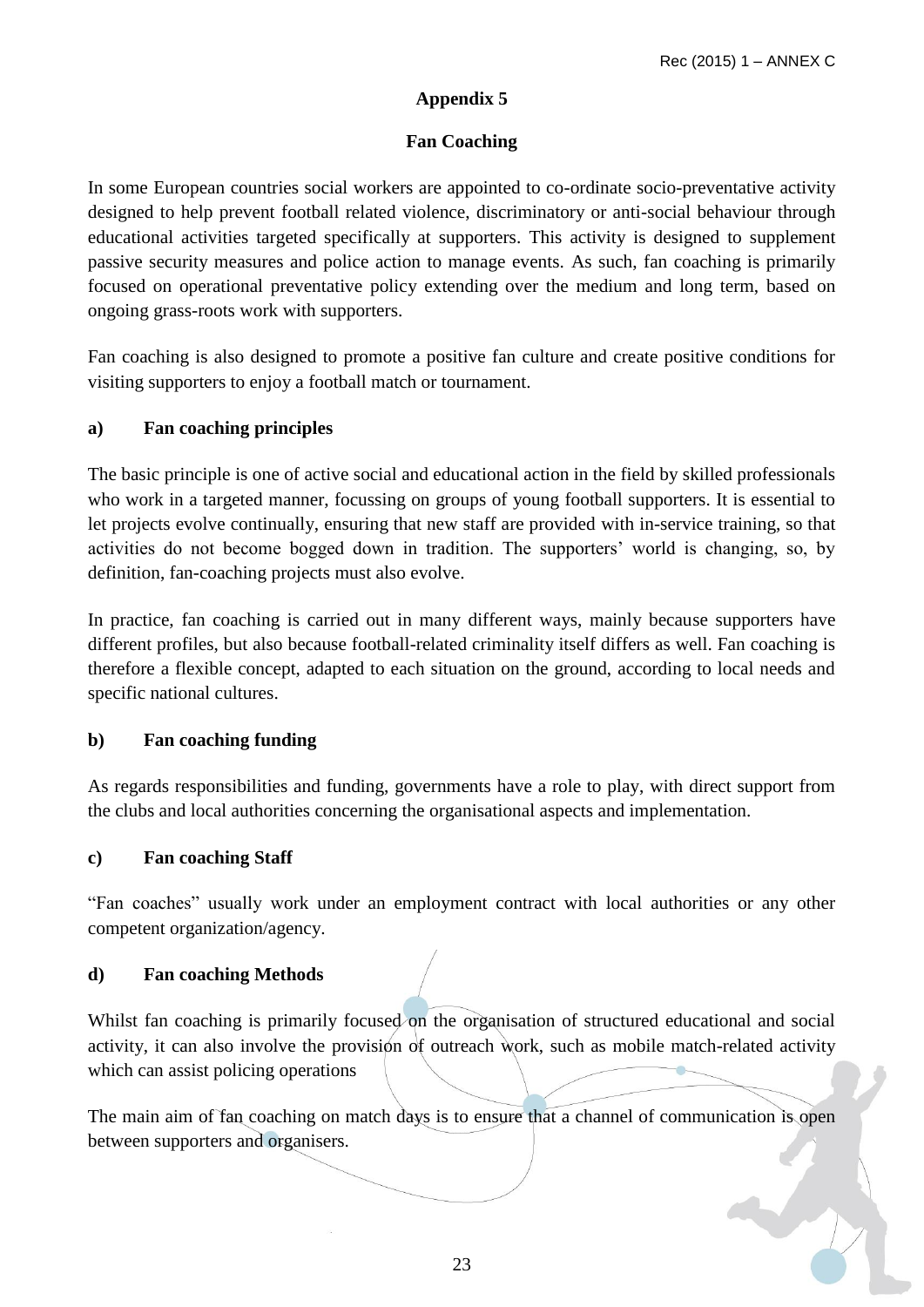## Appendix 5

## Fan Coaching

In some European countries social workers are appointed to co-ordinate socio-preventative activity designed to help prevent football related violence, discriminatory or anti-social behaviour through educational activities targeted specifically at supporters. This activity is designed to supplement passive security measures and police action to manage events. As such, fan coaching is primarily focused on operational preventative policy extending over the medium and long term, based on ongoing grass-roots work with supporters.

Fan coaching is also designed to promote a positive fan culture and create positive conditions for visiting supporters to enjoy a football match or tournament.

### a) Fan coaching principles

The basic principle is one of active social and educational action in the field by skilled professionals who work in a targeted manner, focussing on groups of young football supporters. It is essential to let projects evolve continually, ensuring that new staff are provided with in-service training, so that activities do not become bogged down in tradition. The supporters' world is changing, so, by definition, fan-coaching projects must also evolve.

In practice, fan coaching is carried out in many different ways, mainly because supporters have different profiles, but also because football-related criminality itself differs as well. Fan coaching is therefore a flexible concept, adapted to each situation on the ground, according to local needs and specific national cultures.

### b) Fan coaching funding

As regards responsibilities and funding, governments have a role to play, with direct support from the clubs and local authorities concerning the organisational aspects and implementation.

### c) Fan coaching Staff

"Fan coaches" usually work under an employment contract with local authorities or any other competent organization/agency.

### d) Fan coaching Methods

Whilst fan coaching is primarily focused on the organisation of structured educational and social activity, it can also involve the provision of outreach work, such as mobile match-related activity which can assist policing operations

The main aim of fan coaching on match days is to ensure that a channel of communication is open between supporters and organisers.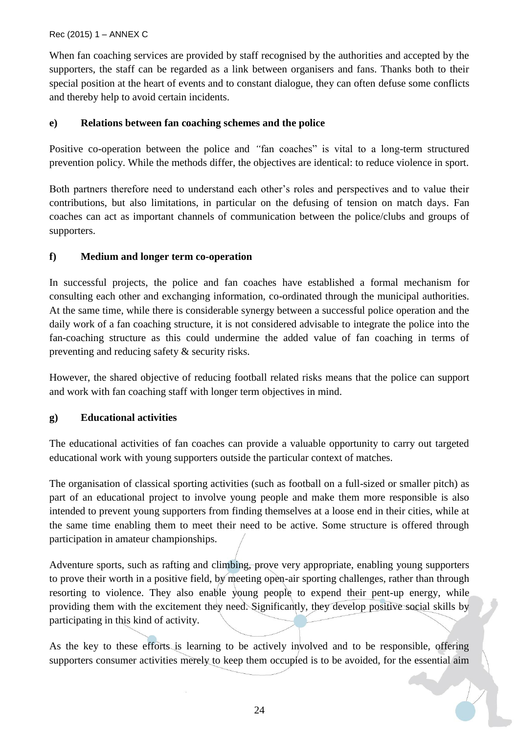When fan coaching services are provided by staff recognised by the authorities and accepted by the supporters, the staff can be regarded as a link between organisers and fans. Thanks both to their special position at the heart of events and to constant dialogue, they can often defuse some conflicts and thereby help to avoid certain incidents.

**e) Relations between fan coaching schemes and the police**

Positive co-operation between the police and "fan coaches" is vital to a long-term structured prevention policy. While the methods differ, the objectives are identical: to reduce violence in sport.

Both partners therefore need to understand each other's roles and perspectives and to value their contributions, but also limitations, in particular on the defusing of tension on match days. Fan coaches can act as important channels of communication between the police/clubs and groups of supporters.

**f) Medium and longer term co-operation**

In successful projects, the police and fan coaches have established a formal mechanism for consulting each other and exchanging information, co-ordinated through the municipal authorities. At the same time, while there is considerable synergy between a successful police operation and the daily work of a fan coaching structure, it is not considered advisable to integrate the police into the fan-coaching structure as this could undermine the added value of fan coaching in terms of preventing and reducing safety & security risks.

However, the shared objective of reducing football related risks means that the police can support and work with fan coaching staff with longer term objectives in mind.

**g) Educational activities**

The educational activities of fan coaches can provide a valuable opportunity to carry out targeted educational work with young supporters outside the particular context of matches.

The organisation of classical sporting activities (such as football on a full-sized or smaller pitch) as part of an educational project to involve young people and make them more responsible is also intended to prevent young supporters from finding themselves at a loose end in their cities, while at the same time enabling them to meet their need to be active. Some structure is offered through participation in amateur championships.

Adventure sports, such as rafting and climbing, prove very appropriate, enabling young supporters to prove their worth in a positive field, by meeting open-air sporting challenges, rather than through resorting to violence. They also enable young people to expend their pent-up energy, while providing them with the excitement they need. Significantly, they develop positive social skills by participating in this kind of activity.

As the key to these efforts is learning to be actively involved and to be responsible, offering supporters consumer activities merely to keep them occupied is to be avoided, for the essential aim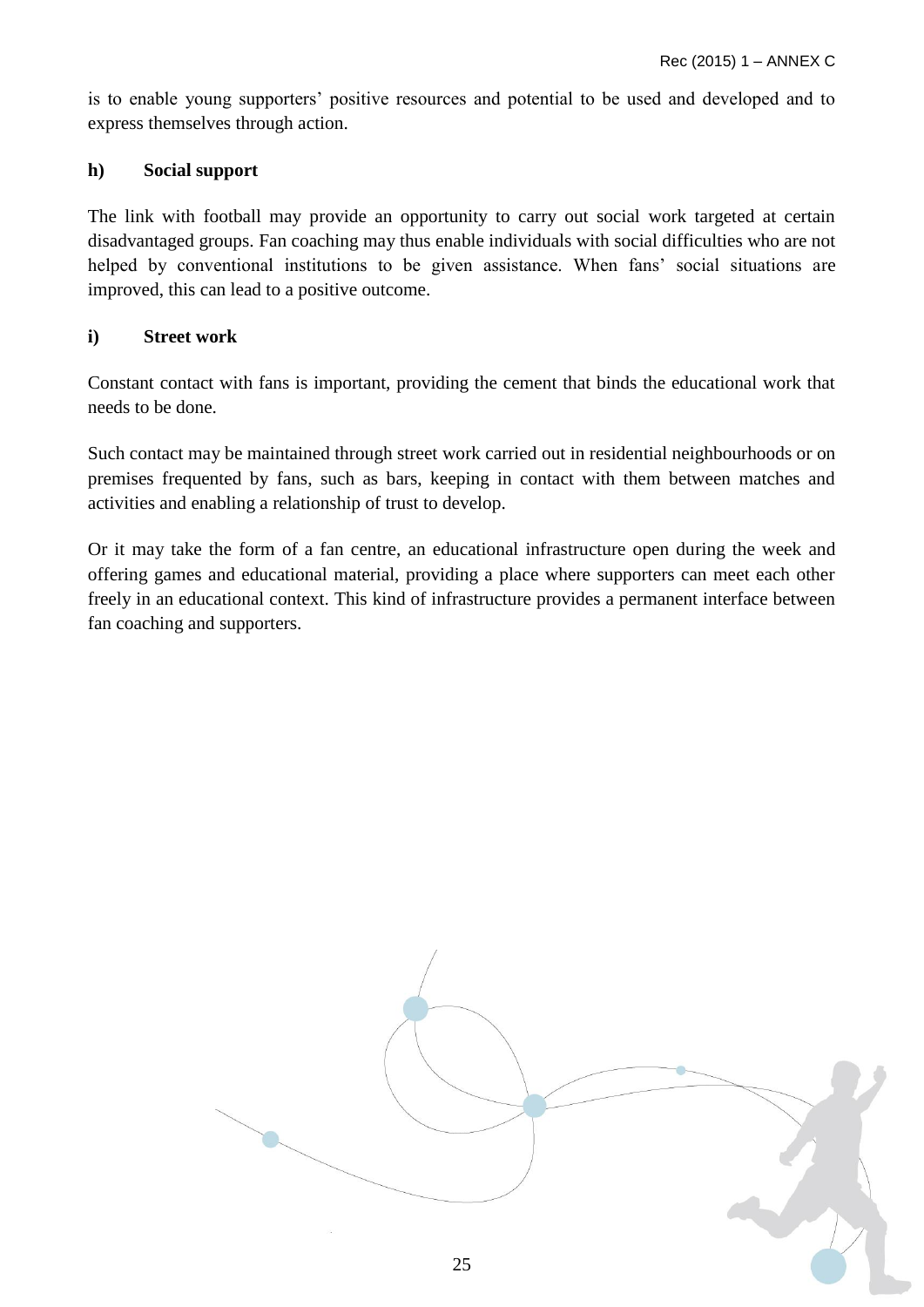is to enable young supporters' positive resources and potential to be used and developed and to express themselves through action.

### h) Social support

The link with football may provide an opportunity to carry out social work targeted at certain disadvantaged groups. Fan coaching may thus enable individuals with social difficulties who are not helped by conventional institutions to be given assistance. When fans' social situations are improved, this can lead to a positive outcome.

### i) Street work

Constant contact with fans is important, providing the cement that binds the educational work that needs to be done.

Such contact may be maintained through street work carried out in residential neighbourhoods or on premises frequented by fans, such as bars, keeping in contact with them between matches and activities and enabling a relationship of trust to develop.

Or it may take the form of a fan centre, an educational infrastructure open during the week and offering games and educational material, providing a place where supporters can meet each other freely in an educational context. This kind of infrastructure provides a permanent interface between fan coaching and supporters.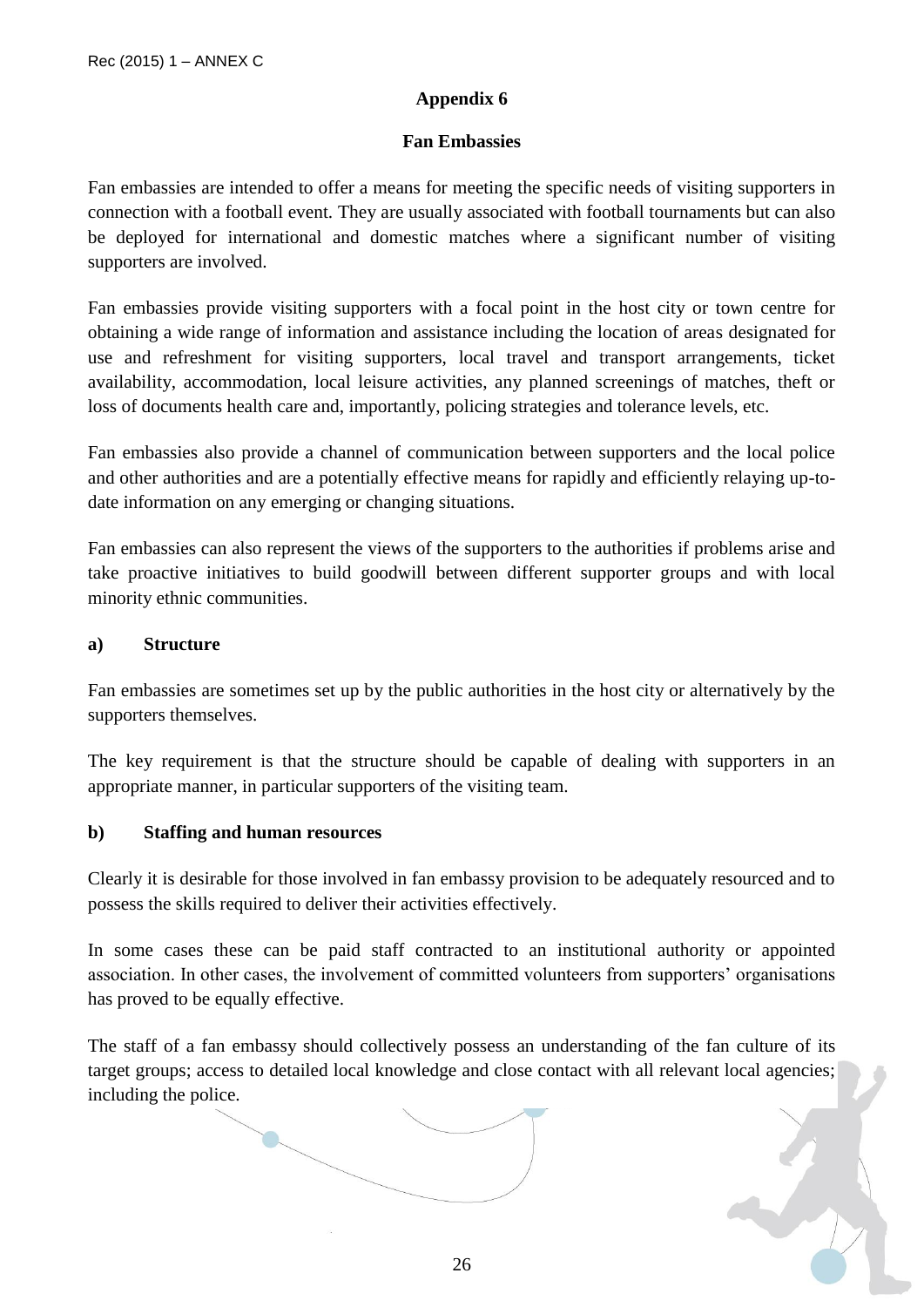## Appendix 6

### Fan Embassies

Fan embassies are intended to offer a means for meeting the specific needs of visiting supporters in connection with a football event. They are usually associated with football tournaments but can also be deployed for international and domestic matches where a significant number of visiting supporters are involved.

Fan embassies provide visiting supporters with a focal point in the host city or town centre for obtaining a wide range of information and assistance including the location of areas designated for use and refreshment for visiting supporters, local travel and transport arrangements, ticket availability, accommodation, local leisure activities, any planned screenings of matches, theft or loss of documents health care and, importantly, policing strategies and tolerance levels, etc.

Fan embassies also provide a channel of communication between supporters and the local police and other authorities and are a potentially effective means for rapidly and efficiently relaying up-to-date information on any emerging or changing situations.

Fan embassies can also represent the views of the supporters to the authorities if problems arise and take proactive initiatives to build goodwill between different supporter groups and with local minority ethnic communities.

#### a) Structure

Fan embassies are sometimes set up by the public authorities in the host city or alternatively by the supporters themselves.

The key requirement is that the structure should be capable of dealing with supporters in an appropriate manner, in particular supporters of the visiting team.

#### b) Staffing and human resources

Clearly it is desirable for those involved in fan embassy provision to be adequately resourced and to possess the skills required to deliver their activities effectively.

In some cases these can be paid staff contracted to an institutional authority or appointed association. In other cases, the involvement of committed volunteers from supporters' organisations has proved to be equally effective.

The staff of a fan embassy should collectively possess an understanding of the fan culture of its target groups; access to detailed local knowledge and close contact with all relevant local agencies; including the police.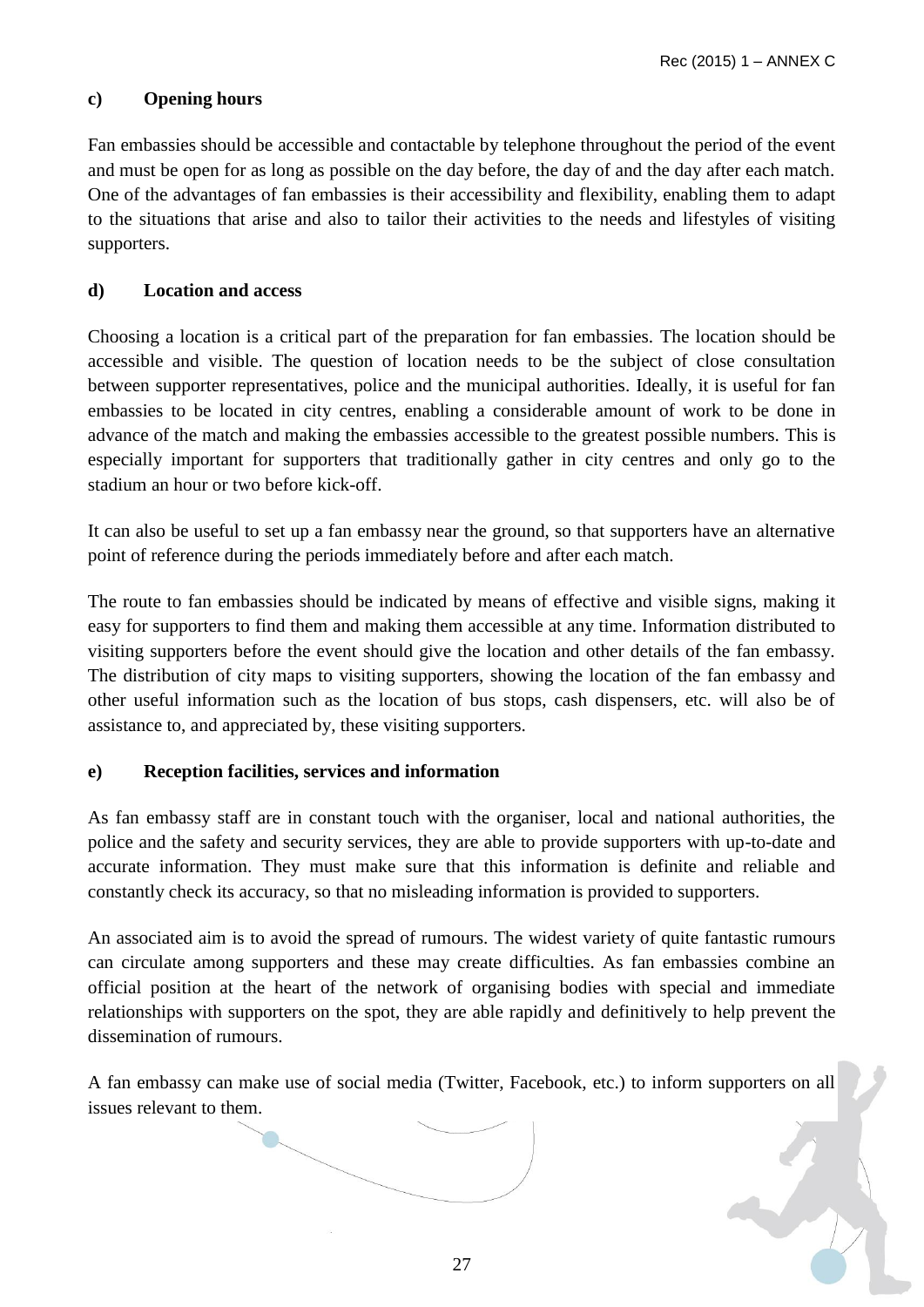### c) Opening hours

Fan embassies should be accessible and contactable by telephone throughout the period of the event and must be open for as long as possible on the day before, the day of and the day after each match. One of the advantages of fan embassies is their accessibility and flexibility, enabling them to adapt to the situations that arise and also to tailor their activities to the needs and lifestyles of visiting supporters.

### d) Location and access

Choosing a location is a critical part of the preparation for fan embassies. The location should be accessible and visible. The question of location needs to be the subject of close consultation between supporter representatives, police and the municipal authorities. Ideally, it is useful for fan embassies to be located in city centres, enabling a considerable amount of work to be done in advance of the match and making the embassies accessible to the greatest possible numbers. This is especially important for supporters that traditionally gather in city centres and only go to the stadium an hour or two before kick-off.

It can also be useful to set up a fan embassy near the ground, so that supporters have an alternative point of reference during the periods immediately before and after each match.

The route to fan embassies should be indicated by means of effective and visible signs, making it easy for supporters to find them and making them accessible at any time. Information distributed to visiting supporters before the event should give the location and other details of the fan embassy. The distribution of city maps to visiting supporters, showing the location of the fan embassy and other useful information such as the location of bus stops, cash dispensers, etc. will also be of assistance to, and appreciated by, these visiting supporters.

### e) Reception facilities, services and information

As fan embassy staff are in constant touch with the organiser, local and national authorities, the police and the safety and security services, they are able to provide supporters with up-to-date and accurate information. They must make sure that this information is definite and reliable and constantly check its accuracy, so that no misleading information is provided to supporters.

An associated aim is to avoid the spread of rumours. The widest variety of quite fantastic rumours can circulate among supporters and these may create difficulties. As fan embassies combine an official position at the heart of the network of organising bodies with special and immediate relationships with supporters on the spot, they are able rapidly and definitively to help prevent the dissemination of rumours.

A fan embassy can make use of social media (Twitter, Facebook, etc.) to inform supporters on all issues relevant to them.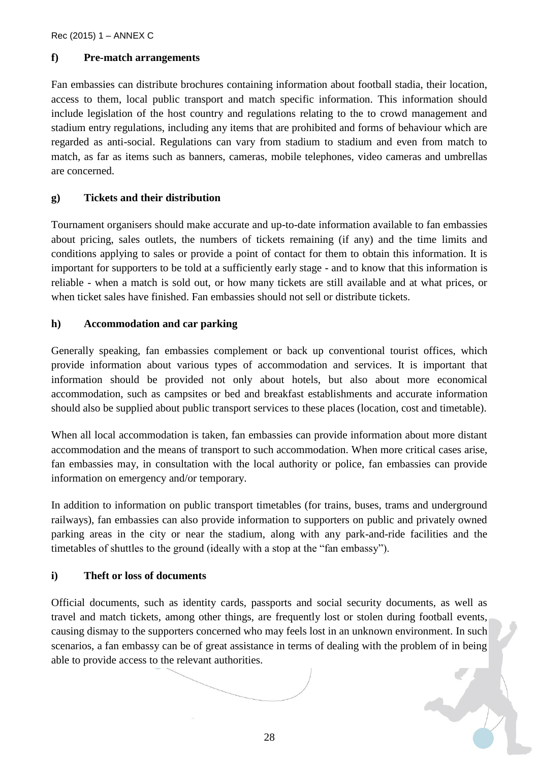#### f) Pre-match arrangements

Fan embassies can distribute brochures containing information about football stadia, their location, access to them, local public transport and match specific information. This information should include legislation of the host country and regulations relating to the to crowd management and stadium entry regulations, including any items that are prohibited and forms of behaviour which are regarded as anti-social. Regulations can vary from stadium to stadium and even from match to match, as far as items such as banners, cameras, mobile telephones, video cameras and umbrellas are concerned.

#### g) Tickets and their distribution

Tournament organisers should make accurate and up-to-date information available to fan embassies about pricing, sales outlets, the numbers of tickets remaining (if any) and the time limits and conditions applying to sales or provide a point of contact for them to obtain this information. It is important for supporters to be told at a sufficiently early stage - and to know that this information is reliable - when a match is sold out, or how many tickets are still available and at what prices, or when ticket sales have finished. Fan embassies should not sell or distribute tickets.

#### h) Accommodation and car parking

Generally speaking, fan embassies complement or back up conventional tourist offices, which provide information about various types of accommodation and services. It is important that information should be provided not only about hotels, but also about more economical accommodation, such as campsites or bed and breakfast establishments and accurate information should also be supplied about public transport services to these places (location, cost and timetable).

When all local accommodation is taken, fan embassies can provide information about more distant accommodation and the means of transport to such accommodation. When more critical cases arise, fan embassies may, in consultation with the local authority or police, fan embassies can provide information on emergency and/or temporary.

In addition to information on public transport timetables (for trains, buses, trams and underground railways), fan embassies can also provide information to supporters on public and privately owned parking areas in the city or near the stadium, along with any park-and-ride facilities and the timetables of shuttles to the ground (ideally with a stop at the "fan embassy").

#### i) Theft or loss of documents

Official documents, such as identity cards, passports and social security documents, as well as travel and match tickets, among other things, are frequently lost or stolen during football events, causing dismay to the supporters concerned who may feels lost in an unknown environment. In such scenarios, a fan embassy can be of great assistance in terms of dealing with the problem of in being able to provide access to the relevant authorities.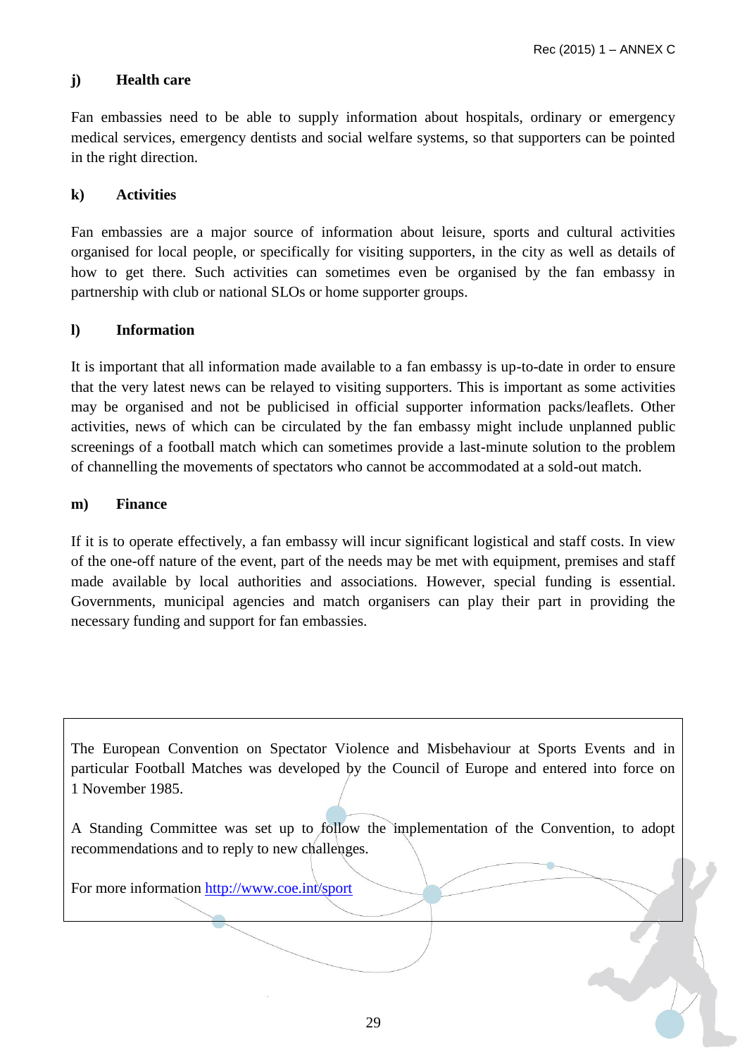### j) Health care

Fan embassies need to be able to supply information about hospitals, ordinary or emergency medical services, emergency dentists and social welfare systems, so that supporters can be pointed in the right direction.

### k) Activities

Fan embassies are a major source of information about leisure, sports and cultural activities organised for local people, or specifically for visiting supporters, in the city as well as details of how to get there. Such activities can sometimes even be organised by the fan embassy in partnership with club or national SLOs or home supporter groups.

### l) Information

It is important that all information made available to a fan embassy is up-to-date in order to ensure that the very latest news can be relayed to visiting supporters. This is important as some activities may be organised and not be publicised in official supporter information packs/leaflets. Other activities, news of which can be circulated by the fan embassy might include unplanned public screenings of a football match which can sometimes provide a last-minute solution to the problem of channelling the movements of spectators who cannot be accommodated at a sold-out match.

### m) Finance

If it is to operate effectively, a fan embassy will incur significant logistical and staff costs. In view of the one-off nature of the event, part of the needs may be met with equipment, premises and staff made available by local authorities and associations. However, special funding is essential. Governments, municipal agencies and match organisers can play their part in providing the necessary funding and support for fan embassies.

The European Convention on Spectator Violence and Misbehaviour at Sports Events and in particular Football Matches was developed by the Council of Europe and entered into force on 1 November 1985.

A Standing Committee was set up to follow the implementation of the Convention, to adopt recommendations and to reply to new challenges.

For more information http://www.coe.int/sport